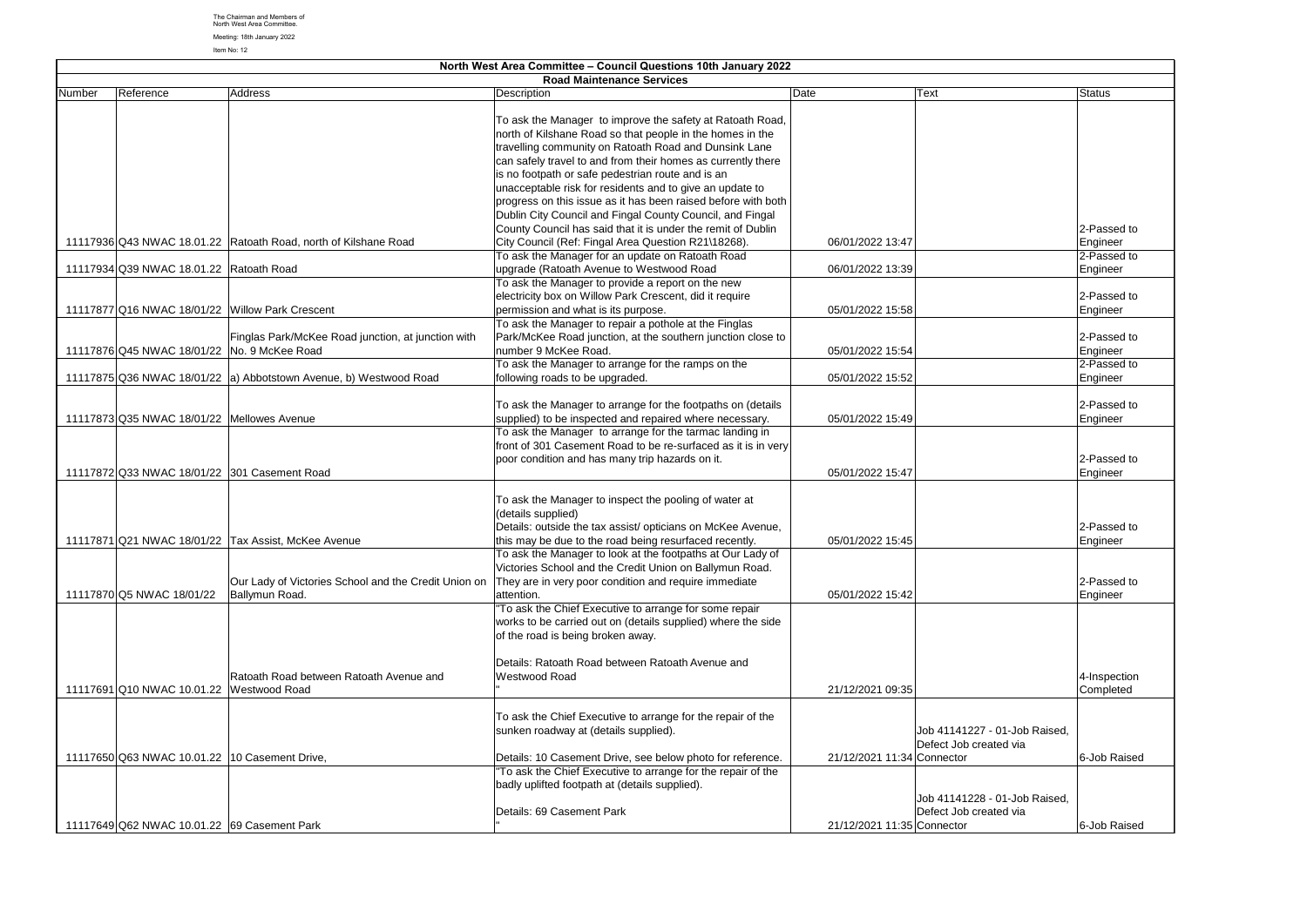The Chairman and Members of
North West Area Committee.

Meeting: 18th January 2022

Item No: 12

# North West Area Committee – Council Questions 10th January 2022

## Road Maintenance Services

| Number | Reference | Address | Description | Date | Text | Status |
|---|---|---|---|---|---|---|
| 11117936 | Q43 NWAC 18.01.22 | Ratoath Road, north of Kilshane Road | To ask the Manager to improve the safety at Ratoath Road, north of Kilshane Road so that people in the homes in the travelling community on Ratoath Road and Dunsink Lane can safely travel to and from their homes as currently there is no footpath or safe pedestrian route and is an unacceptable risk for residents and to give an update to progress on this issue as it has been raised before with both Dublin City Council and Fingal County Council, and Fingal County Council has said that it is under the remit of Dublin City Council (Ref: Fingal Area Question R21\18268). | 06/01/2022 13:47 | | 2-Passed to Engineer |
| 11117934 | Q39 NWAC 18.01.22 | Ratoath Road | To ask the Manager for an update on Ratoath Road upgrade (Ratoath Avenue to Westwood Road | 06/01/2022 13:39 | | 2-Passed to Engineer |
| 11117877 | Q16 NWAC 18/01/22 | Willow Park Crescent | To ask the Manager to provide a report on the new electricity box on Willow Park Crescent, did it require permission and what is its purpose. | 05/01/2022 15:58 | | 2-Passed to Engineer |
| 11117876 | Q45 NWAC 18/01/22 | Finglas Park/McKee Road junction, at junction with No. 9 McKee Road | To ask the Manager to repair a pothole at the Finglas Park/McKee Road junction, at the southern junction close to number 9 McKee Road. | 05/01/2022 15:54 | | 2-Passed to Engineer |
| 11117875 | Q36 NWAC 18/01/22 | a) Abbotstown Avenue, b) Westwood Road | To ask the Manager to arrange for the ramps on the following roads to be upgraded. | 05/01/2022 15:52 | | 2-Passed to Engineer |
| 11117873 | Q35 NWAC 18/01/22 | Mellowes Avenue | To ask the Manager to arrange for the footpaths on (details supplied) to be inspected and repaired where necessary. | 05/01/2022 15:49 | | 2-Passed to Engineer |
| 11117872 | Q33 NWAC 18/01/22 | 301 Casement Road | To ask the Manager to arrange for the tarmac landing in front of 301 Casement Road to be re-surfaced as it is in very poor condition and has many trip hazards on it. | 05/01/2022 15:47 | | 2-Passed to Engineer |
| 11117871 | Q21 NWAC 18/01/22 | Tax Assist, McKee Avenue | To ask the Manager to inspect the pooling of water at (details supplied) Details: outside the tax assist/ opticians on McKee Avenue, this may be due to the road being resurfaced recently. | 05/01/2022 15:45 | | 2-Passed to Engineer |
| 11117870 | Q5 NWAC 18/01/22 | Our Lady of Victories School and the Credit Union on Ballymun Road. | To ask the Manager to look at the footpaths at Our Lady of Victories School and the Credit Union on Ballymun Road. They are in very poor condition and require immediate attention. | 05/01/2022 15:42 | | 2-Passed to Engineer |
| 11117691 | Q10 NWAC 10.01.22 | Ratoath Road between Ratoath Avenue and Westwood Road | "To ask the Chief Executive to arrange for some repair works to be carried out on (details supplied) where the side of the road is being broken away. Details: Ratoath Road between Ratoath Avenue and Westwood Road " | 21/12/2021 09:35 | | 4-Inspection Completed |
| 11117650 | Q63 NWAC 10.01.22 | 10 Casement Drive, | To ask the Chief Executive to arrange for the repair of the sunken roadway at (details supplied). Details: 10 Casement Drive, see below photo for reference. | 21/12/2021 11:34 | Job 41141227 - 01-Job Raised, Defect Job created via Connector | 6-Job Raised |
| 11117649 | Q62 NWAC 10.01.22 | 69 Casement Park | "To ask the Chief Executive to arrange for the repair of the badly uplifted footpath at (details supplied). Details: 69 Casement Park " | 21/12/2021 11:35 | Job 41141228 - 01-Job Raised, Defect Job created via Connector | 6-Job Raised |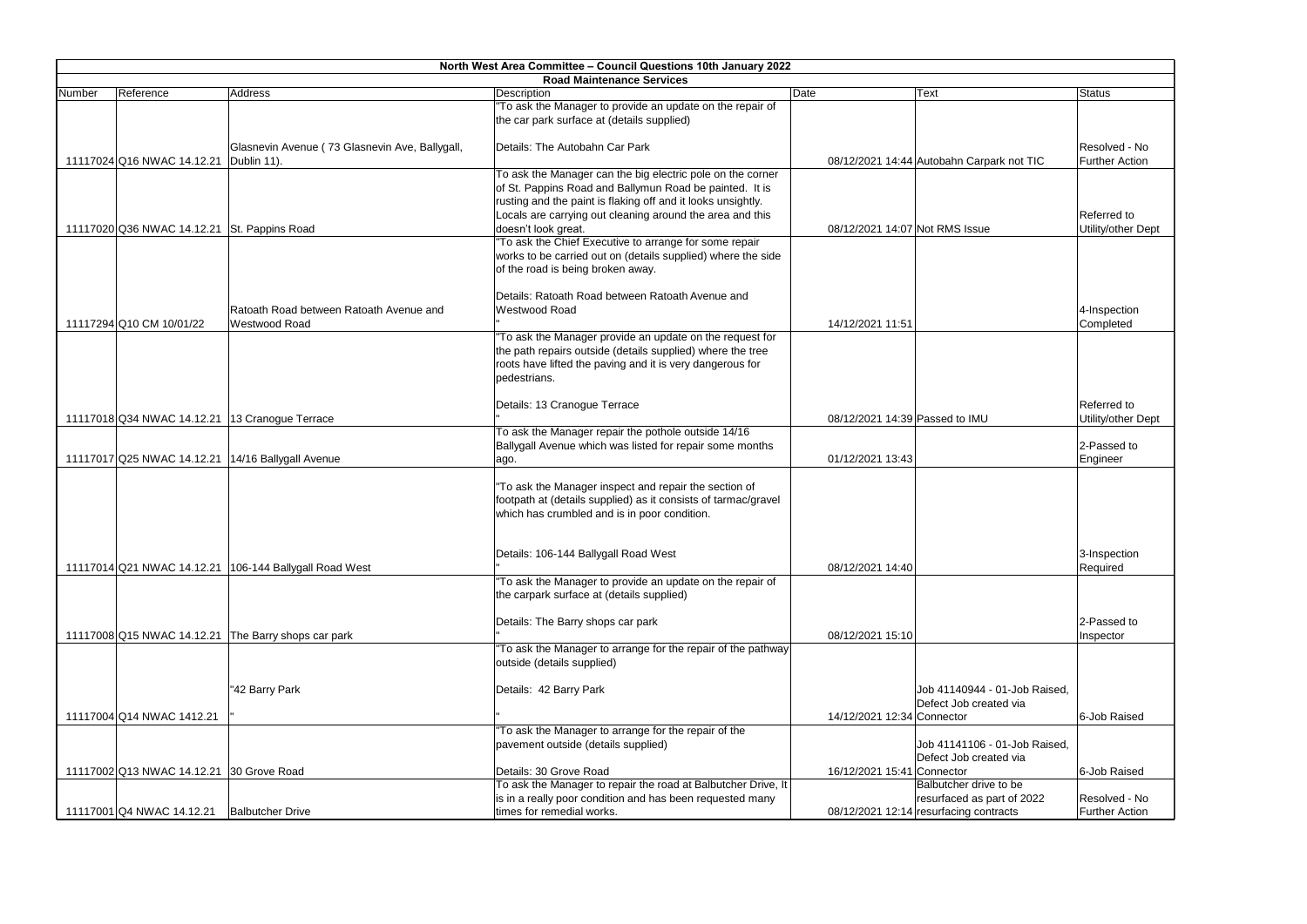# North West Area Committee – Council Questions 10th January 2022

## Road Maintenance Services

| Number | Reference | Address | Description | Date | Text | Status |
|---|---|---|---|---|---|---|
| 11117024 | Q16 NWAC 14.12.21 | Glasnevin Avenue ( 73 Glasnevin Ave, Ballygall, Dublin 11). | "To ask the Manager to provide an update on the repair of the car park surface at (details supplied)<br><br>Details: The Autobahn Car Park | 08/12/2021 14:44 | Autobahn Carpark not TIC | Resolved - No Further Action |
| 11117020 | Q36 NWAC 14.12.21 | St. Pappins Road | To ask the Manager can the big electric pole on the corner of St. Pappins Road and Ballymun Road be painted. It is rusting and the paint is flaking off and it looks unsightly. Locals are carrying out cleaning around the area and this doesn't look great. | 08/12/2021 14:07 | Not RMS Issue | Referred to Utility/other Dept |
| 11117294 | Q10 CM 10/01/22 | Ratoath Road between Ratoath Avenue and Westwood Road | "To ask the Chief Executive to arrange for some repair works to be carried out on (details supplied) where the side of the road is being broken away.<br><br>Details: Ratoath Road between Ratoath Avenue and Westwood Road<br>" | 14/12/2021 11:51 | | 4-Inspection Completed |
| 11117018 | Q34 NWAC 14.12.21 | 13 Cranogue Terrace | "To ask the Manager provide an update on the request for the path repairs outside (details supplied) where the tree roots have lifted the paving and it is very dangerous for pedestrians.<br><br>Details: 13 Cranogue Terrace<br>" | 08/12/2021 14:39 | Passed to IMU | Referred to Utility/other Dept |
| 11117017 | Q25 NWAC 14.12.21 | 14/16 Ballygall Avenue | To ask the Manager repair the pothole outside 14/16 Ballygall Avenue which was listed for repair some months ago. | 01/12/2021 13:43 | | 2-Passed to Engineer |
| 11117014 | Q21 NWAC 14.12.21 | 106-144 Ballygall Road West | "To ask the Manager inspect and repair the section of footpath at (details supplied) as it consists of tarmac/gravel which has crumbled and is in poor condition.<br><br>Details: 106-144 Ballygall Road West<br>" | 08/12/2021 14:40 | | 3-Inspection Required |
| 11117008 | Q15 NWAC 14.12.21 | The Barry shops car park | "To ask the Manager to provide an update on the repair of the carpark surface at (details supplied)<br><br>Details: The Barry shops car park<br>" | 08/12/2021 15:10 | | 2-Passed to Inspector |
| 11117004 | Q14 NWAC 1412.21 | "42 Barry Park<br>" | "To ask the Manager to arrange for the repair of the pathway outside (details supplied)<br><br>Details: 42 Barry Park<br>" | 14/12/2021 12:34 | Job 41140944 - 01-Job Raised, Defect Job created via Connector | 6-Job Raised |
| 11117002 | Q13 NWAC 14.12.21 | 30 Grove Road | "To ask the Manager to arrange for the repair of the pavement outside (details supplied)<br><br>Details: 30 Grove Road | 16/12/2021 15:41 | Job 41141106 - 01-Job Raised, Defect Job created via Connector | 6-Job Raised |
| 11117001 | Q4 NWAC 14.12.21 | Balbutcher Drive | To ask the Manager to repair the road at Balbutcher Drive, It is in a really poor condition and has been requested many times for remedial works. | 08/12/2021 12:14 | Balbutcher drive to be resurfaced as part of 2022 resurfacing contracts | Resolved - No Further Action |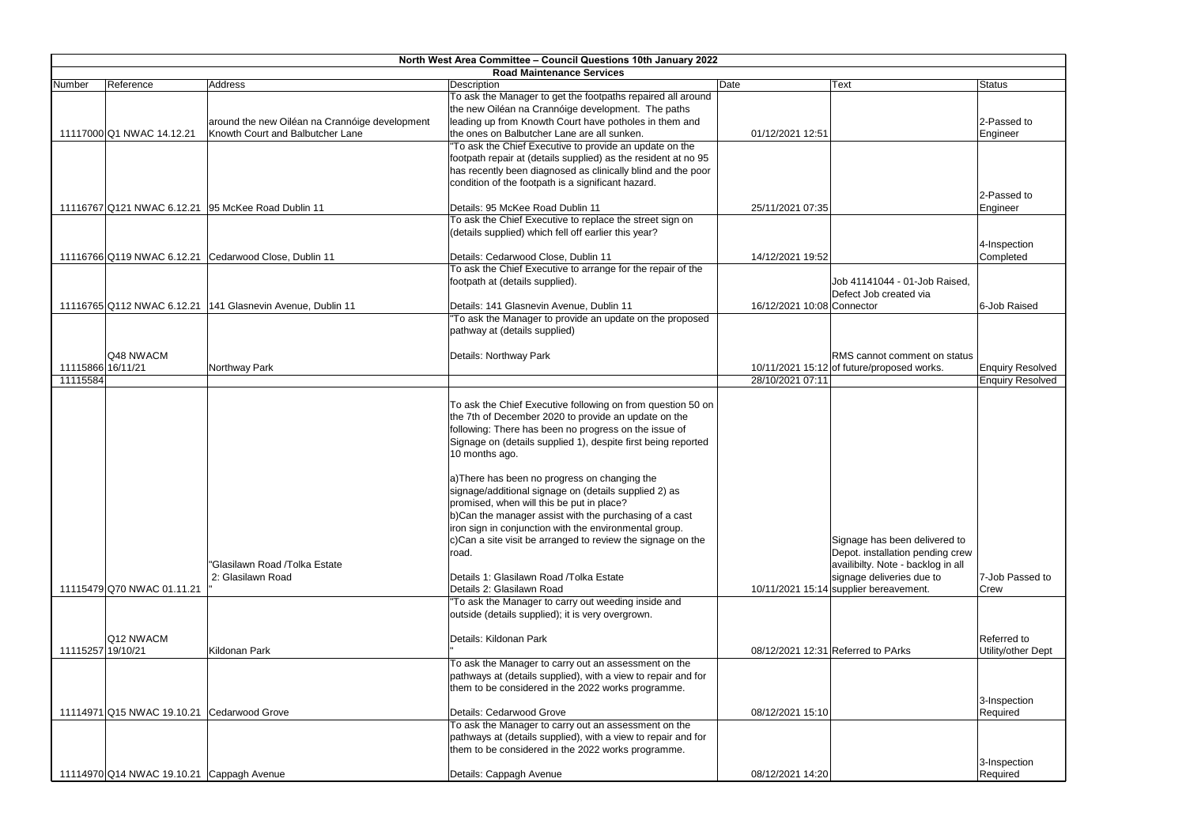**North West Area Committee – Council Questions 10th January 2022**

**Road Maintenance Services**

| Number | Reference | Address | Description | Date | Text | Status |
|---|---|---|---|---|---|---|
| 11117000 | Q1 NWAC 14.12.21 | around the new Oiléan na Crannóige development Knowth Court and Balbutcher Lane | To ask the Manager to get the footpaths repaired all around the new Oiléan na Crannóige development. The paths leading up from Knowth Court have potholes in them and the ones on Balbutcher Lane are all sunken. | 01/12/2021 12:51 | | 2-Passed to Engineer |
| 11116767 | Q121 NWAC 6.12.21 | 95 McKee Road Dublin 11 | "To ask the Chief Executive to provide an update on the footpath repair at (details supplied) as the resident at no 95 has recently been diagnosed as clinically blind and the poor condition of the footpath is a significant hazard. Details: 95 McKee Road Dublin 11 | 25/11/2021 07:35 | | 2-Passed to Engineer |
| 11116766 | Q119 NWAC 6.12.21 | Cedarwood Close, Dublin 11 | To ask the Chief Executive to replace the street sign on (details supplied) which fell off earlier this year? Details: Cedarwood Close, Dublin 11 | 14/12/2021 19:52 | | 4-Inspection Completed |
| 11116765 | Q112 NWAC 6.12.21 | 141 Glasnevin Avenue, Dublin 11 | To ask the Chief Executive to arrange for the repair of the footpath at (details supplied). Details: 141 Glasnevin Avenue, Dublin 11 | 16/12/2021 10:08 | Job 41141044 - 01-Job Raised, Defect Job created via Connector | 6-Job Raised |
| 11115866 | Q48 NWACM 16/11/21 | Northway Park | "To ask the Manager to provide an update on the proposed pathway at (details supplied) Details: Northway Park | 10/11/2021 15:12 | RMS cannot comment on status of future/proposed works. | Enquiry Resolved |
| 11115584 | | | | 28/10/2021 07:11 | | Enquiry Resolved |
| 11115479 | Q70 NWAC 01.11.21 | "Glasilawn Road /Tolka Estate 2: Glasilawn Road " | To ask the Chief Executive following on from question 50 on the 7th of December 2020 to provide an update on the following: There has been no progress on the issue of Signage on (details supplied 1), despite first being reported 10 months ago. a)There has been no progress on changing the signage/additional signage on (details supplied 2) as promised, when will this be put in place? b)Can the manager assist with the purchasing of a cast iron sign in conjunction with the environmental group. c)Can a site visit be arranged to review the signage on the road. Details 1: Glasilawn Road /Tolka Estate Details 2: Glasilawn Road | 10/11/2021 15:14 | Signage has been delivered to Depot. installation pending crew availibilty. Note - backlog in all signage deliveries due to supplier bereavement. | 7-Job Passed to Crew |
| 11115257 | Q12 NWACM 19/10/21 | Kildonan Park | "To ask the Manager to carry out weeding inside and outside (details supplied); it is very overgrown. Details: Kildonan Park " | 08/12/2021 12:31 | Referred to PArks | Referred to Utility/other Dept |
| 11114971 | Q15 NWAC 19.10.21 | Cedarwood Grove | To ask the Manager to carry out an assessment on the pathways at (details supplied), with a view to repair and for them to be considered in the 2022 works programme. Details: Cedarwood Grove | 08/12/2021 15:10 | | 3-Inspection Required |
| 11114970 | Q14 NWAC 19.10.21 | Cappagh Avenue | To ask the Manager to carry out an assessment on the pathways at (details supplied), with a view to repair and for them to be considered in the 2022 works programme. Details: Cappagh Avenue | 08/12/2021 14:20 | | 3-Inspection Required |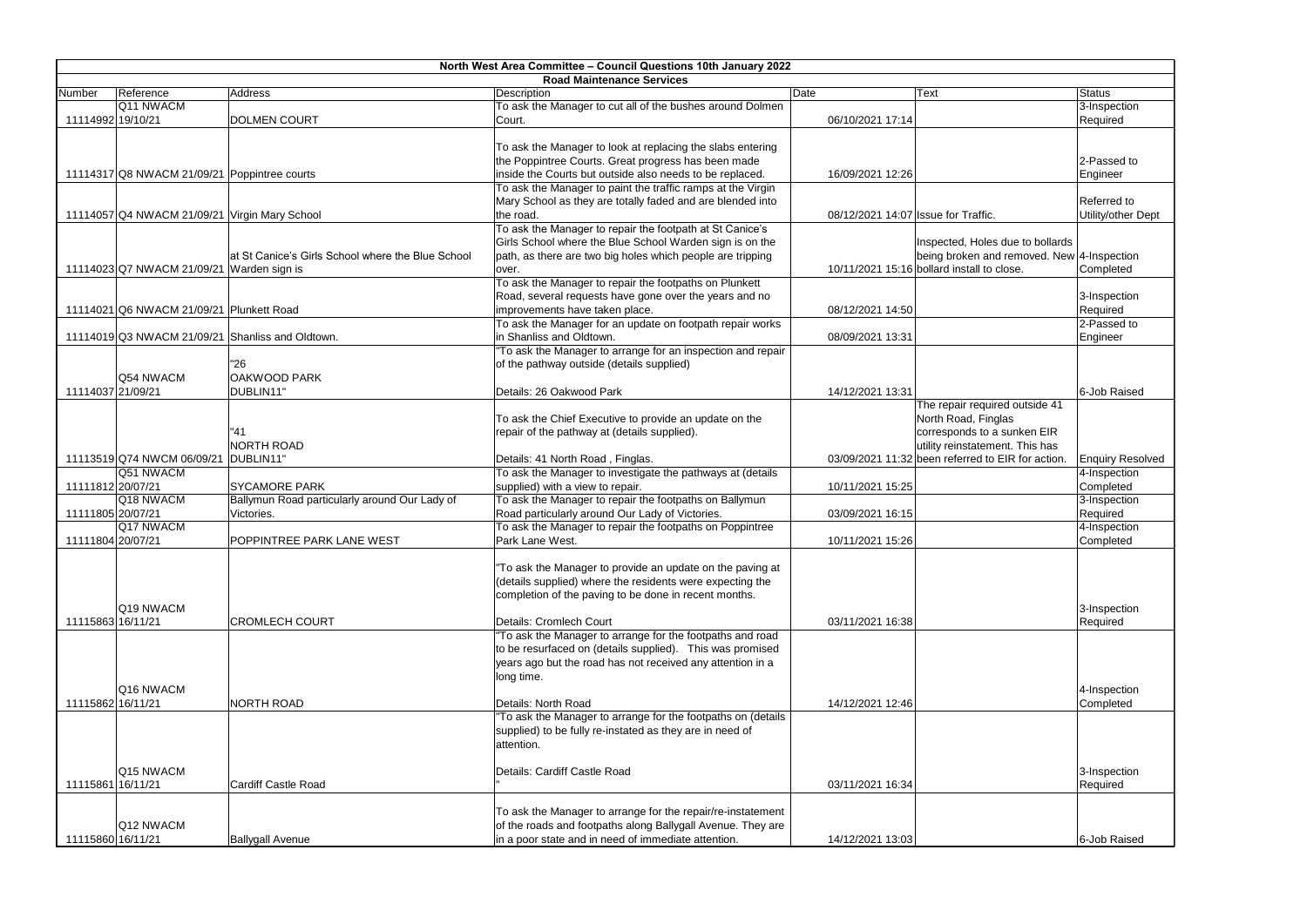## North West Area Committee – Council Questions 10th January 2022

### Road Maintenance Services

| Number | Reference | Address | Description | Date | Text | Status |
|---|---|---|---|---|---|---|
| 11114992 | Q11 NWACM 19/10/21 | DOLMEN COURT | To ask the Manager to cut all of the bushes around Dolmen Court. | 06/10/2021 17:14 | | 3-Inspection Required |
| 11114317 | Q8 NWACM 21/09/21 | Poppintree courts | To ask the Manager to look at replacing the slabs entering the Poppintree Courts. Great progress has been made inside the Courts but outside also needs to be replaced. | 16/09/2021 12:26 | | 2-Passed to Engineer |
| 11114057 | Q4 NWACM 21/09/21 | Virgin Mary School | To ask the Manager to paint the traffic ramps at the Virgin Mary School as they are totally faded and are blended into the road. | 08/12/2021 14:07 | Issue for Traffic. | Referred to Utility/other Dept |
| 11114023 | Q7 NWACM 21/09/21 | at St Canice's Girls School where the Blue School Warden sign is | To ask the Manager to repair the footpath at St Canice's Girls School where the Blue School Warden sign is on the path, as there are two big holes which people are tripping over. | 10/11/2021 15:16 | Inspected, Holes due to bollards being broken and removed. New bollard install to close. | 4-Inspection Completed |
| 11114021 | Q6 NWACM 21/09/21 | Plunkett Road | To ask the Manager to repair the footpaths on Plunkett Road, several requests have gone over the years and no improvements have taken place. | 08/12/2021 14:50 | | 3-Inspection Required |
| 11114019 | Q3 NWACM 21/09/21 | Shanliss and Oldtown. | To ask the Manager for an update on footpath repair works in Shanliss and Oldtown. | 08/09/2021 13:31 | | 2-Passed to Engineer |
| 11114037 | Q54 NWACM 21/09/21 | "26 OAKWOOD PARK DUBLIN11" | "To ask the Manager to arrange for an inspection and repair of the pathway outside (details supplied) Details: 26 Oakwood Park | 14/12/2021 13:31 | | 6-Job Raised |
| 11113519 | Q74 NWCM 06/09/21 | "41 NORTH ROAD DUBLIN11" | To ask the Chief Executive to provide an update on the repair of the pathway at (details supplied). Details: 41 North Road , Finglas. | 03/09/2021 11:32 | The repair required outside 41 North Road, Finglas corresponds to a sunken EIR utility reinstatement. This has been referred to EIR for action. | Enquiry Resolved |
| 11111812 | Q51 NWACM 20/07/21 | SYCAMORE PARK | To ask the Manager to investigate the pathways at (details supplied) with a view to repair. | 10/11/2021 15:25 | | 4-Inspection Completed |
| 11111805 | Q18 NWACM 20/07/21 | Ballymun Road particularly around Our Lady of Victories. | To ask the Manager to repair the footpaths on Ballymun Road particularly around Our Lady of Victories. | 03/09/2021 16:15 | | 3-Inspection Required |
| 11111804 | Q17 NWACM 20/07/21 | POPPINTREE PARK LANE WEST | To ask the Manager to repair the footpaths on Poppintree Park Lane West. | 10/11/2021 15:26 | | 4-Inspection Completed |
| 11115863 | Q19 NWACM 16/11/21 | CROMLECH COURT | "To ask the Manager to provide an update on the paving at (details supplied) where the residents were expecting the completion of the paving to be done in recent months. Details: Cromlech Court | 03/11/2021 16:38 | | 3-Inspection Required |
| 11115862 | Q16 NWACM 16/11/21 | NORTH ROAD | "To ask the Manager to arrange for the footpaths and road to be resurfaced on (details supplied). This was promised years ago but the road has not received any attention in a long time. Details: North Road | 14/12/2021 12:46 | | 4-Inspection Completed |
| 11115861 | Q15 NWACM 16/11/21 | Cardiff Castle Road | "To ask the Manager to arrange for the footpaths on (details supplied) to be fully re-instated as they are in need of attention. Details: Cardiff Castle Road " | 03/11/2021 16:34 | | 3-Inspection Required |
| 11115860 | Q12 NWACM 16/11/21 | Ballygall Avenue | To ask the Manager to arrange for the repair/re-instatement of the roads and footpaths along Ballygall Avenue. They are in a poor state and in need of immediate attention. | 14/12/2021 13:03 | | 6-Job Raised |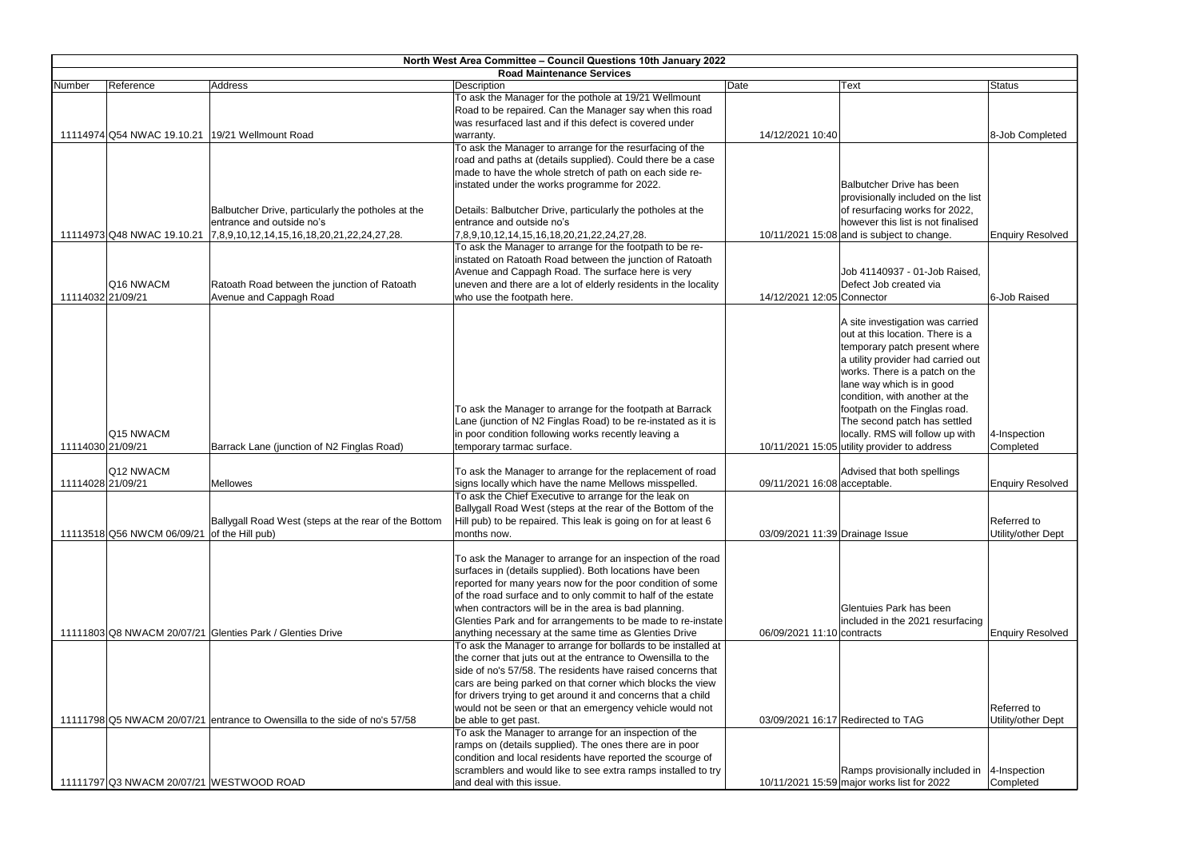## North West Area Committee – Council Questions 10th January 2022

### Road Maintenance Services

| Number | Reference | Address | Description | Date | Text | Status |
| --- | --- | --- | --- | --- | --- | --- |
| 11114974 | Q54 NWAC 19.10.21 | 19/21 Wellmount Road | To ask the Manager for the pothole at 19/21 Wellmount Road to be repaired. Can the Manager say when this road was resurfaced last and if this defect is covered under warranty. | 14/12/2021 10:40 | | 8-Job Completed |
| 11114973 | Q48 NWAC 19.10.21 | Balbutcher Drive, particularly the potholes at the entrance and outside no's 7,8,9,10,12,14,15,16,18,20,21,22,24,27,28. | To ask the Manager to arrange for the resurfacing of the road and paths at (details supplied). Could there be a case made to have the whole stretch of path on each side re-instated under the works programme for 2022. Details: Balbutcher Drive, particularly the potholes at the entrance and outside no's 7,8,9,10,12,14,15,16,18,20,21,22,24,27,28. | 10/11/2021 15:08 | Balbutcher Drive has been provisionally included on the list of resurfacing works for 2022, however this list is not finalised and is subject to change. | Enquiry Resolved |
| 11114032 | Q16 NWACM 21/09/21 | Ratoath Road between the junction of Ratoath Avenue and Cappagh Road | To ask the Manager to arrange for the footpath to be re-instated on Ratoath Road between the junction of Ratoath Avenue and Cappagh Road. The surface here is very uneven and there are a lot of elderly residents in the locality who use the footpath here. | 14/12/2021 12:05 | Job 41140937 - 01-Job Raised, Defect Job created via Connector | 6-Job Raised |
| 11114030 | Q15 NWACM 21/09/21 | Barrack Lane (junction of N2 Finglas Road) | To ask the Manager to arrange for the footpath at Barrack Lane (junction of N2 Finglas Road) to be re-instated as it is in poor condition following works recently leaving a temporary tarmac surface. | 10/11/2021 15:05 | A site investigation was carried out at this location. There is a temporary patch present where a utility provider had carried out works. There is a patch on the lane way which is in good condition, with another at the footpath on the Finglas road. The second patch has settled locally. RMS will follow up with utility provider to address | 4-Inspection Completed |
| 11114028 | Q12 NWACM 21/09/21 | Mellowes | To ask the Manager to arrange for the replacement of road signs locally which have the name Mellows misspelled. | 09/11/2021 16:08 | Advised that both spellings acceptable. | Enquiry Resolved |
| 11113518 | Q56 NWCM 06/09/21 | Ballygall Road West (steps at the rear of the Bottom of the Hill pub) | To ask the Chief Executive to arrange for the leak on Ballygall Road West (steps at the rear of the Bottom of the Hill pub) to be repaired. This leak is going on for at least 6 months now. | 03/09/2021 11:39 | Drainage Issue | Referred to Utility/other Dept |
| 11111803 | Q8 NWACM 20/07/21 | Glenties Park / Glenties Drive | To ask the Manager to arrange for an inspection of the road surfaces in (details supplied). Both locations have been reported for many years now for the poor condition of some of the road surface and to only commit to half of the estate when contractors will be in the area is bad planning. Glenties Park and for arrangements to be made to re-instate anything necessary at the same time as Glenties Drive | 06/09/2021 11:10 | Glentuies Park has been included in the 2021 resurfacing contracts | Enquiry Resolved |
| 11111798 | Q5 NWACM 20/07/21 | entrance to Owensilla to the side of no's 57/58 | To ask the Manager to arrange for bollards to be installed at the corner that juts out at the entrance to Owensilla to the side of no's 57/58. The residents have raised concerns that cars are being parked on that corner which blocks the view for drivers trying to get around it and concerns that a child would not be seen or that an emergency vehicle would not be able to get past. | 03/09/2021 16:17 | Redirected to TAG | Referred to Utility/other Dept |
| 11111797 | Q3 NWACM 20/07/21 | WESTWOOD ROAD | To ask the Manager to arrange for an inspection of the ramps on (details supplied). The ones there are in poor condition and local residents have reported the scourge of scramblers and would like to see extra ramps installed to try and deal with this issue. | 10/11/2021 15:59 | Ramps provisionally included in major works list for 2022 | 4-Inspection Completed |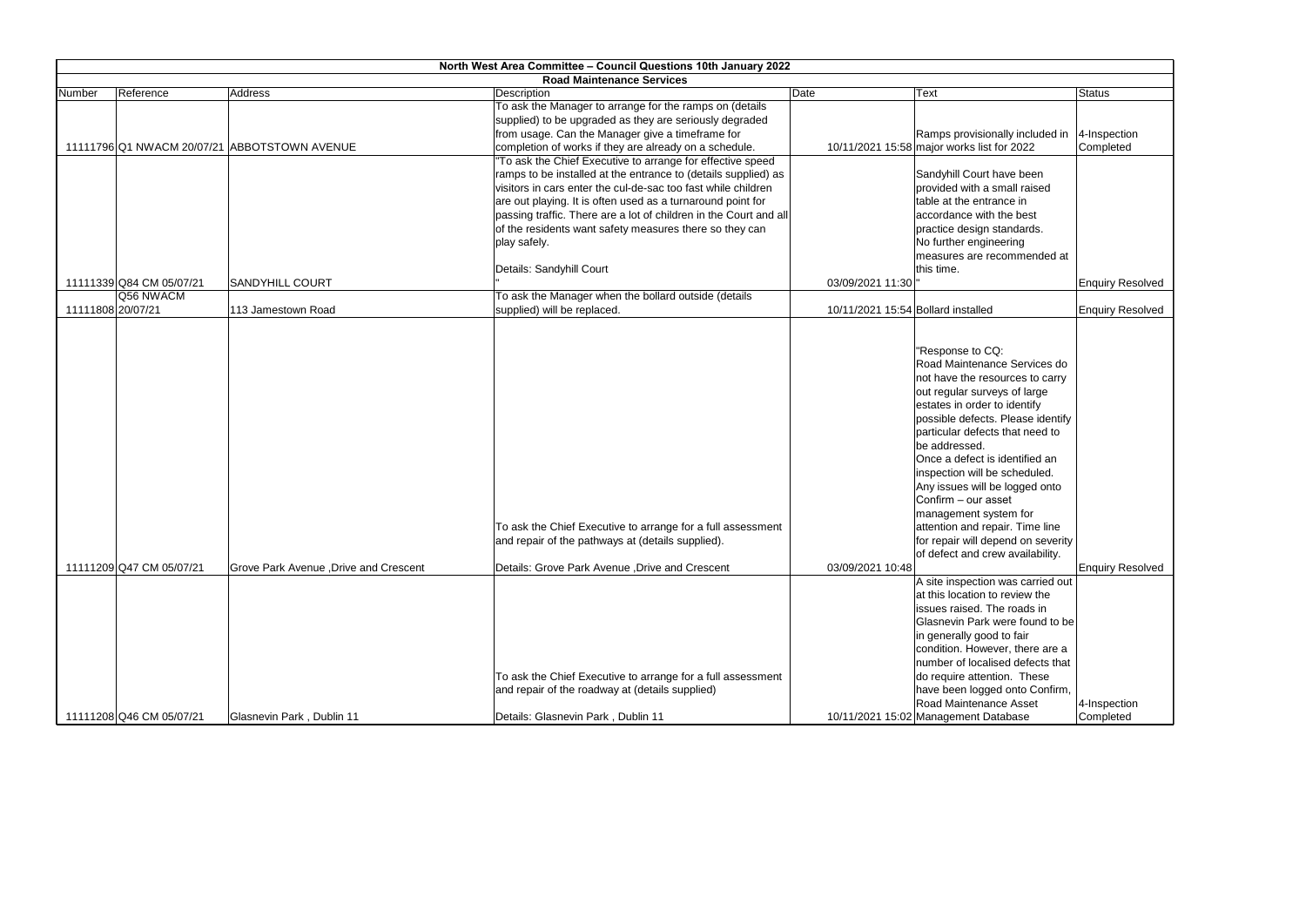| North West Area Committee – Council Questions 10th January 2022 | | | | | | |
|---|---|---|---|---|---|---|
| **Road Maintenance Services** | | | | | | |
| Number | Reference | Address | Description | Date | Text | Status |
| 11111796 | Q1 NWACM 20/07/21 | ABBOTSTOWN AVENUE | To ask the Manager to arrange for the ramps on (details supplied) to be upgraded as they are seriously degraded from usage. Can the Manager give a timeframe for completion of works if they are already on a schedule. | 10/11/2021 15:58 | Ramps provisionally included in major works list for 2022 | 4-Inspection Completed |
| 11111339 | Q84 CM 05/07/21 | SANDYHILL COURT | "To ask the Chief Executive to arrange for effective speed ramps to be installed at the entrance to (details supplied) as visitors in cars enter the cul-de-sac too fast while children are out playing. It is often used as a turnaround point for passing traffic. There are a lot of children in the Court and all of the residents want safety measures there so they can play safely.<br><br>Details: Sandyhill Court<br>" | 03/09/2021 11:30 | Sandyhill Court have been provided with a small raised table at the entrance in accordance with the best practice design standards. No further engineering measures are recommended at this time.<br>" | Enquiry Resolved |
| 11111808 | Q56 NWACM 20/07/21 | 113 Jamestown Road | To ask the Manager when the bollard outside (details supplied) will be replaced. | 10/11/2021 15:54 | Bollard installed | Enquiry Resolved |
| 11111209 | Q47 CM 05/07/21 | Grove Park Avenue ,Drive and Crescent | To ask the Chief Executive to arrange for a full assessment and repair of the pathways at (details supplied).<br><br>Details: Grove Park Avenue ,Drive and Crescent | 03/09/2021 10:48 | "Response to CQ:<br>Road Maintenance Services do not have the resources to carry out regular surveys of large estates in order to identify possible defects. Please identify particular defects that need to be addressed.<br>Once a defect is identified an inspection will be scheduled.<br>Any issues will be logged onto Confirm – our asset management system for attention and repair. Time line for repair will depend on severity of defect and crew availability. | Enquiry Resolved |
| 11111208 | Q46 CM 05/07/21 | Glasnevin Park , Dublin 11 | To ask the Chief Executive to arrange for a full assessment and repair of the roadway at (details supplied)<br><br>Details: Glasnevin Park , Dublin 11 | 10/11/2021 15:02 | A site inspection was carried out at this location to review the issues raised. The roads in Glasnevin Park were found to be in generally good to fair condition. However, there are a number of localised defects that do require attention. These have been logged onto Confirm, Road Maintenance Asset Management Database | 4-Inspection Completed |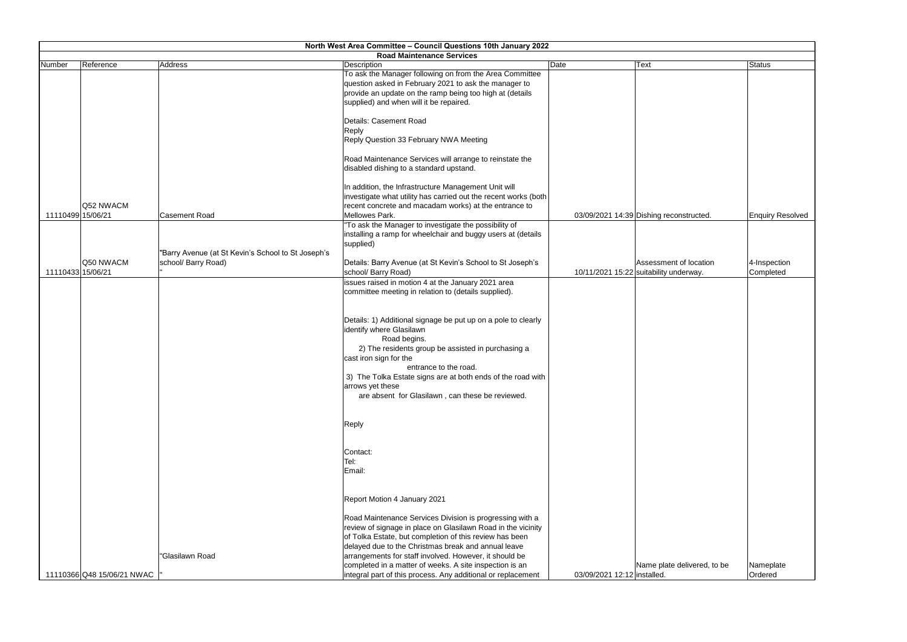| North West Area Committee – Council Questions 10th January 2022 | | | | | | |
|---|---|---|---|---|---|---|
| **Road Maintenance Services** | | | | | | |
| Number | Reference | Address | Description | Date | Text | Status |
| 11110499 | Q52 NWACM 15/06/21 | Casement Road | To ask the Manager following on from the Area Committee question asked in February 2021 to ask the manager to provide an update on the ramp being too high at (details supplied) and when will it be repaired.<br><br>Details: Casement Road<br>Reply<br>Reply Question 33 February NWA Meeting<br><br>Road Maintenance Services will arrange to reinstate the disabled dishing to a standard upstand.<br><br>In addition, the Infrastructure Management Unit will investigate what utility has carried out the recent works (both recent concrete and macadam works) at the entrance to Mellowes Park. | 03/09/2021 14:39 | Dishing reconstructed. | Enquiry Resolved |
| 11110433 | Q50 NWACM 15/06/21 | "Barry Avenue (at St Kevin's School to St Joseph's school/ Barry Road)<br>" | "To ask the Manager to investigate the possibility of installing a ramp for wheelchair and buggy users at (details supplied)<br><br>Details: Barry Avenue (at St Kevin's School to St Joseph's school/ Barry Road) | 10/11/2021 15:22 | Assessment of location suitability underway. | 4-Inspection Completed |
| 11110366 | Q48 15/06/21 NWAC | "Glasilawn Road<br>" | issues raised in motion 4 at the January 2021 area committee meeting in relation to (details supplied).<br><br>Details: 1) Additional signage be put up on a pole to clearly identify where Glasilawn Road begins.<br>2) The residents group be assisted in purchasing a cast iron sign for the entrance to the road.<br>3) The Tolka Estate signs are at both ends of the road with arrows yet these are absent for Glasilawn , can these be reviewed.<br><br>Reply<br><br>Contact:<br>Tel:<br>Email:<br><br>Report Motion 4 January 2021<br><br>Road Maintenance Services Division is progressing with a review of signage in place on Glasilawn Road in the vicinity of Tolka Estate, but completion of this review has been delayed due to the Christmas break and annual leave arrangements for staff involved. However, it should be completed in a matter of weeks. A site inspection is an integral part of this process. Any additional or replacement | 03/09/2021 12:12 | Name plate delivered, to be installed. | Nameplate Ordered |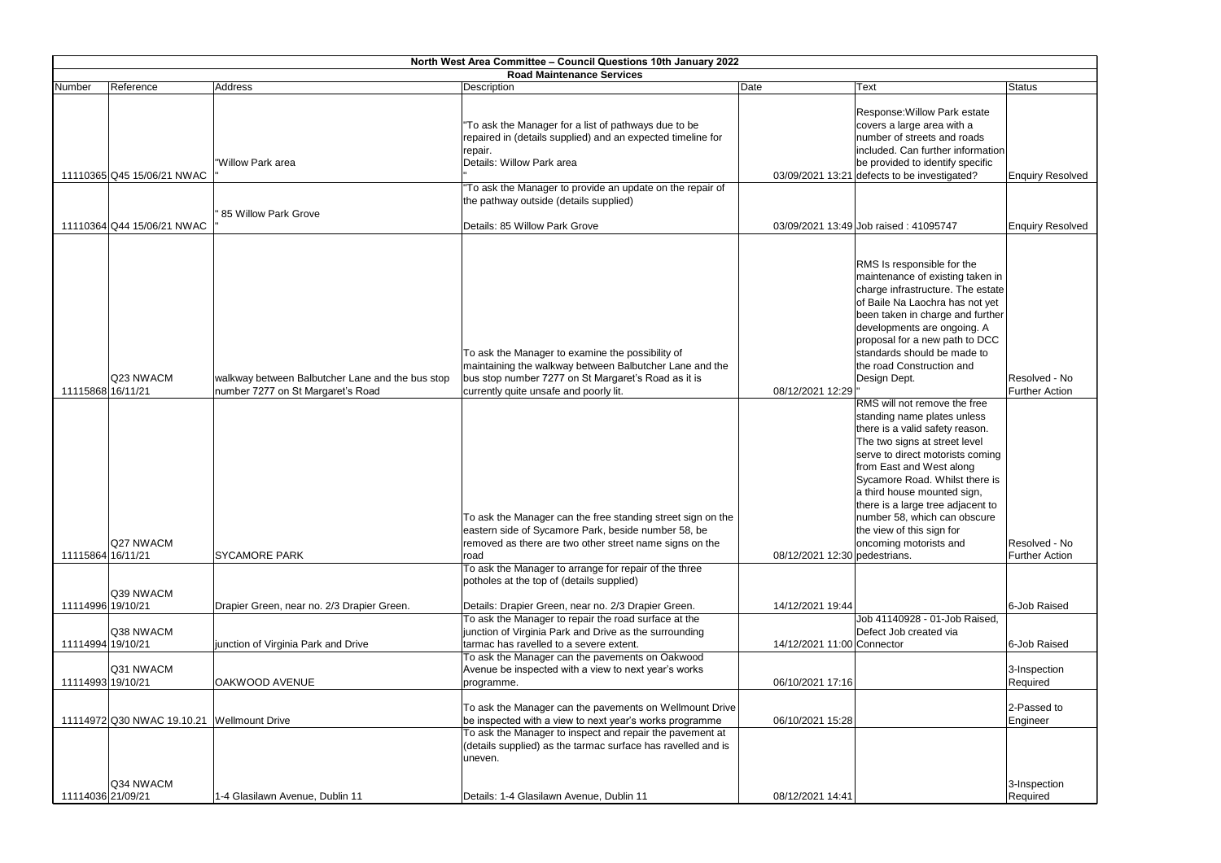# North West Area Committee – Council Questions 10th January 2022

## Road Maintenance Services

| Number | Reference | Address | Description | Date | Text | Status |
|---|---|---|---|---|---|---|
| 11110365 | Q45 15/06/21 NWAC | "Willow Park area " | "To ask the Manager for a list of pathways due to be repaired in (details supplied) and an expected timeline for repair. Details: Willow Park area " | 03/09/2021 13:21 | Response:Willow Park estate covers a large area with a number of streets and roads included. Can further information be provided to identify specific defects to be investigated? | Enquiry Resolved |
| 11110364 | Q44 15/06/21 NWAC | " 85 Willow Park Grove " | "To ask the Manager to provide an update on the repair of the pathway outside (details supplied) Details: 85 Willow Park Grove | 03/09/2021 13:49 | Job raised : 41095747 | Enquiry Resolved |
| 11115868 | Q23 NWACM 16/11/21 | walkway between Balbutcher Lane and the bus stop number 7277 on St Margaret's Road | To ask the Manager to examine the possibility of maintaining the walkway between Balbutcher Lane and the bus stop number 7277 on St Margaret's Road as it is currently quite unsafe and poorly lit. | 08/12/2021 12:29 | RMS Is responsible for the maintenance of existing taken in charge infrastructure. The estate of Baile Na Laochra has not yet been taken in charge and further developments are ongoing. A proposal for a new path to DCC standards should be made to the road Construction and Design Dept. " | Resolved - No Further Action |
| 11115864 | Q27 NWACM 16/11/21 | SYCAMORE PARK | To ask the Manager can the free standing street sign on the eastern side of Sycamore Park, beside number 58, be removed as there are two other street name signs on the road | 08/12/2021 12:30 | RMS will not remove the free standing name plates unless there is a valid safety reason. The two signs at street level serve to direct motorists coming from East and West along Sycamore Road. Whilst there is a third house mounted sign, there is a large tree adjacent to number 58, which can obscure the view of this sign for oncoming motorists and pedestrians. | Resolved - No Further Action |
| 11114996 | Q39 NWACM 19/10/21 | Drapier Green, near no. 2/3 Drapier Green. | To ask the Manager to arrange for repair of the three potholes at the top of (details supplied) Details: Drapier Green, near no. 2/3 Drapier Green. | 14/12/2021 19:44 | | 6-Job Raised |
| 11114994 | Q38 NWACM 19/10/21 | junction of Virginia Park and Drive | To ask the Manager to repair the road surface at the junction of Virginia Park and Drive as the surrounding tarmac has ravelled to a severe extent. | 14/12/2021 11:00 | Job 41140928 - 01-Job Raised, Defect Job created via Connector | 6-Job Raised |
| 11114993 | Q31 NWACM 19/10/21 | OAKWOOD AVENUE | To ask the Manager can the pavements on Oakwood Avenue be inspected with a view to next year's works programme. | 06/10/2021 17:16 | | 3-Inspection Required |
| 11114972 | Q30 NWAC 19.10.21 | Wellmount Drive | To ask the Manager can the pavements on Wellmount Drive be inspected with a view to next year's works programme | 06/10/2021 15:28 | | 2-Passed to Engineer |
| 11114036 | Q34 NWACM 21/09/21 | 1-4 Glasilawn Avenue, Dublin 11 | To ask the Manager to inspect and repair the pavement at (details supplied) as the tarmac surface has ravelled and is uneven. Details: 1-4 Glasilawn Avenue, Dublin 11 | 08/12/2021 14:41 | | 3-Inspection Required |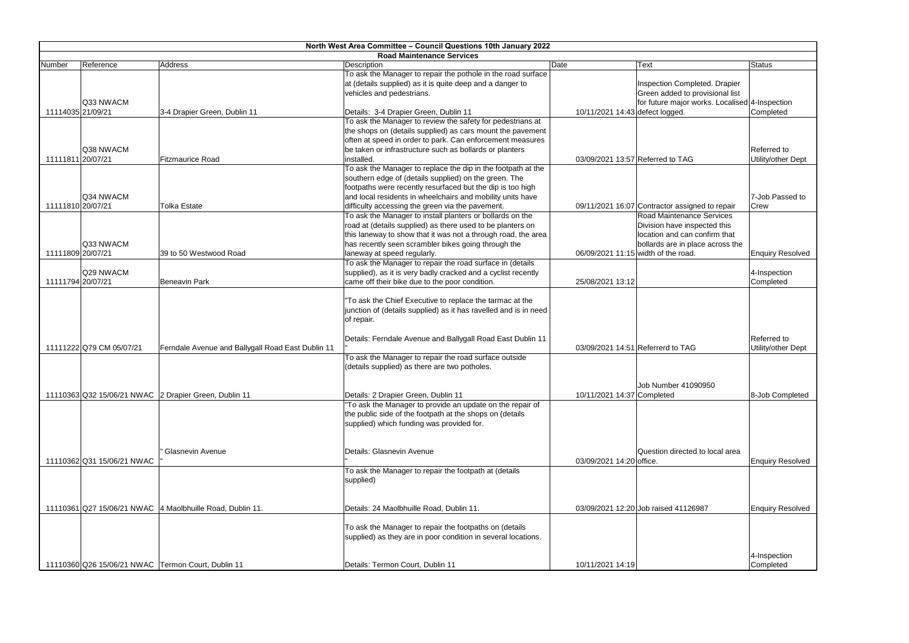**North West Area Committee – Council Questions 10th January 2022**

**Road Maintenance Services**

| Number | Reference | Address | Description | Date | Text | Status |
|---|---|---|---|---|---|---|
| 11114035 | Q33 NWACM 21/09/21 | 3-4 Drapier Green, Dublin 11 | To ask the Manager to repair the pothole in the road surface at (details supplied) as it is quite deep and a danger to vehicles and pedestrians. Details: 3-4 Drapier Green, Dublin 11 | 10/11/2021 14:43 | Inspection Completed. Drapier Green added to provisional list for future major works. Localised defect logged. | 4-Inspection Completed |
| 11111811 | Q38 NWACM 20/07/21 | Fitzmaurice Road | To ask the Manager to review the safety for pedestrians at the shops on (details supplied) as cars mount the pavement often at speed in order to park. Can enforcement measures be taken or infrastructure such as bollards or planters installed. | 03/09/2021 13:57 | Referred to TAG | Referred to Utility/other Dept |
| 11111810 | Q34 NWACM 20/07/21 | Tolka Estate | To ask the Manager to replace the dip in the footpath at the southern edge of (details supplied) on the green. The footpaths were recently resurfaced but the dip is too high and local residents in wheelchairs and mobility units have difficulty accessing the green via the pavement. | 09/11/2021 16:07 | Contractor assigned to repair | 7-Job Passed to Crew |
| 11111809 | Q33 NWACM 20/07/21 | 39 to 50 Westwood Road | To ask the Manager to install planters or bollards on the road at (details supplied) as there used to be planters on this laneway to show that it was not a through road, the area has recently seen scrambler bikes going through the laneway at speed regularly. | 06/09/2021 11:15 | Road Maintenance Services Division have inspected this location and can confirm that bollards are in place across the width of the road. | Enquiry Resolved |
| 11111794 | Q29 NWACM 20/07/21 | Beneavin Park | To ask the Manager to repair the road surface in (details supplied), as it is very badly cracked and a cyclist recently came off their bike due to the poor condition. | 25/08/2021 13:12 | | 4-Inspection Completed |
| 11111222 | Q79 CM 05/07/21 | Ferndale Avenue and Ballygall Road East Dublin 11 | "To ask the Chief Executive to replace the tarmac at the junction of (details supplied) as it has ravelled and is in need of repair. Details: Ferndale Avenue and Ballygall Road East Dublin 11 " | 03/09/2021 14:51 | Referrerd to TAG | Referred to Utility/other Dept |
| 11110363 | Q32 15/06/21 NWAC | 2 Drapier Green, Dublin 11 | To ask the Manager to repair the road surface outside (details supplied) as there are two potholes. Details: 2 Drapier Green, Dublin 11 | 10/11/2021 14:37 | Job Number 41090950 Completed | 8-Job Completed |
| 11110362 | Q31 15/06/21 NWAC | " Glasnevin Avenue " | "To ask the Manager to provide an update on the repair of the public side of the footpath at the shops on (details supplied) which funding was provided for. Details: Glasnevin Avenue | 03/09/2021 14:20 | Question directed to local area office. | Enquiry Resolved |
| 11110361 | Q27 15/06/21 NWAC | 4 Maolbhuille Road, Dublin 11. | To ask the Manager to repair the footpath at (details supplied) Details: 24 Maolbhuille Road, Dublin 11. | 03/09/2021 12:20 | Job raised 41126987 | Enquiry Resolved |
| 11110360 | Q26 15/06/21 NWAC | Termon Court, Dublin 11 | To ask the Manager to repair the footpaths on (details supplied) as they are in poor condition in several locations. Details: Termon Court, Dublin 11 | 10/11/2021 14:19 | | 4-Inspection Completed |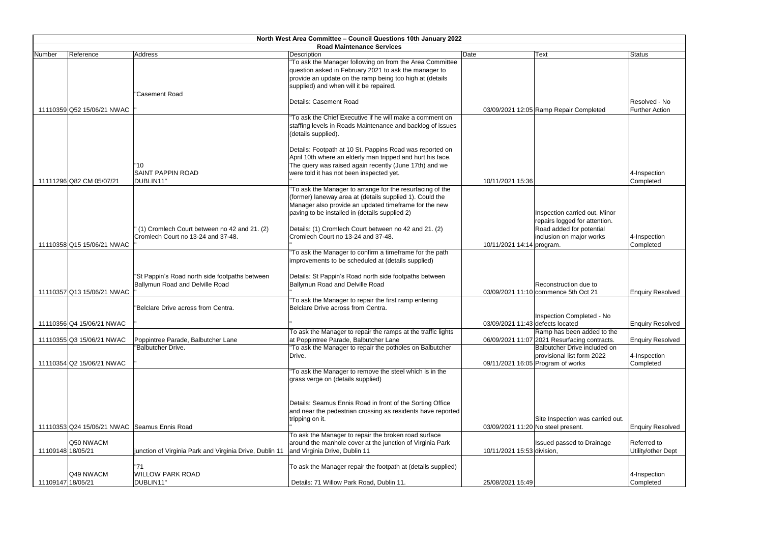# North West Area Committee – Council Questions 10th January 2022

## Road Maintenance Services

| Number | Reference | Address | Description | Date | Text | Status |
|---|---|---|---|---|---|---|
| 11110359 | Q52 15/06/21 NWAC | "Casement Road " | "To ask the Manager following on from the Area Committee question asked in February 2021 to ask the manager to provide an update on the ramp being too high at (details supplied) and when will it be repaired. Details: Casement Road " | 03/09/2021 12:05 | Ramp Repair Completed | Resolved - No Further Action |
| 11111296 | Q82 CM 05/07/21 | "10 SAINT PAPPIN ROAD DUBLIN11" | "To ask the Chief Executive if he will make a comment on staffing levels in Roads Maintenance and backlog of issues (details supplied). Details: Footpath at 10 St. Pappins Road was reported on April 10th where an elderly man tripped and hurt his face. The query was raised again recently (June 17th) and we were told it has not been inspected yet. " | 10/11/2021 15:36 | | 4-Inspection Completed |
| 11110358 | Q15 15/06/21 NWAC | " (1) Cromlech Court between no 42 and 21. (2) Cromlech Court no 13-24 and 37-48. " | "To ask the Manager to arrange for the resurfacing of the (former) laneway area at (details supplied 1). Could the Manager also provide an updated timeframe for the new paving to be installed in (details supplied 2) Details: (1) Cromlech Court between no 42 and 21. (2) Cromlech Court no 13-24 and 37-48. " | 10/11/2021 14:14 | Inspection carried out. Minor repairs logged for attention. Road added for potential inclusion on major works program. | 4-Inspection Completed |
| 11110357 | Q13 15/06/21 NWAC | "St Pappin's Road north side footpaths between Ballymun Road and Delville Road " | "To ask the Manager to confirm a timeframe for the path improvements to be scheduled at (details supplied) Details: St Pappin's Road north side footpaths between Ballymun Road and Delville Road " | 03/09/2021 11:10 | Reconstruction due to commence 5th Oct 21 | Enquiry Resolved |
| 11110356 | Q4 15/06/21 NWAC | "Belclare Drive across from Centra. " | "To ask the Manager to repair the first ramp entering Belclare Drive across from Centra. " | 03/09/2021 11:43 | Inspection Completed - No defects located | Enquiry Resolved |
| 11110355 | Q3 15/06/21 NWAC | Poppintree Parade, Balbutcher Lane | To ask the Manager to repair the ramps at the traffic lights at Poppintree Parade, Balbutcher Lane | 06/09/2021 11:07 | Ramp has been added to the 2021 Resurfacing contracts. | Enquiry Resolved |
| 11110354 | Q2 15/06/21 NWAC | "Balbutcher Drive. " | "To ask the Manager to repair the potholes on Balbutcher Drive. " | 09/11/2021 16:05 | Balbutcher Drive included on provisional list form 2022 Program of works | 4-Inspection Completed |
| 11110353 | Q24 15/06/21 NWAC | Seamus Ennis Road | "To ask the Manager to remove the steel which is in the grass verge on (details supplied) Details: Seamus Ennis Road in front of the Sorting Office and near the pedestrian crossing as residents have reported tripping on it. " | 03/09/2021 11:20 | Site Inspection was carried out. No steel present. | Enquiry Resolved |
| 11109148 | Q50 NWACM 18/05/21 | junction of Virginia Park and Virginia Drive, Dublin 11 | To ask the Manager to repair the broken road surface around the manhole cover at the junction of Virginia Park and Virginia Drive, Dublin 11 | 10/11/2021 15:53 | Issued passed to Drainage division, | Referred to Utility/other Dept |
| 11109147 | Q49 NWACM 18/05/21 | "71 WILLOW PARK ROAD DUBLIN11" | To ask the Manager repair the footpath at (details supplied) Details: 71 Willow Park Road, Dublin 11. | 25/08/2021 15:49 | | 4-Inspection Completed |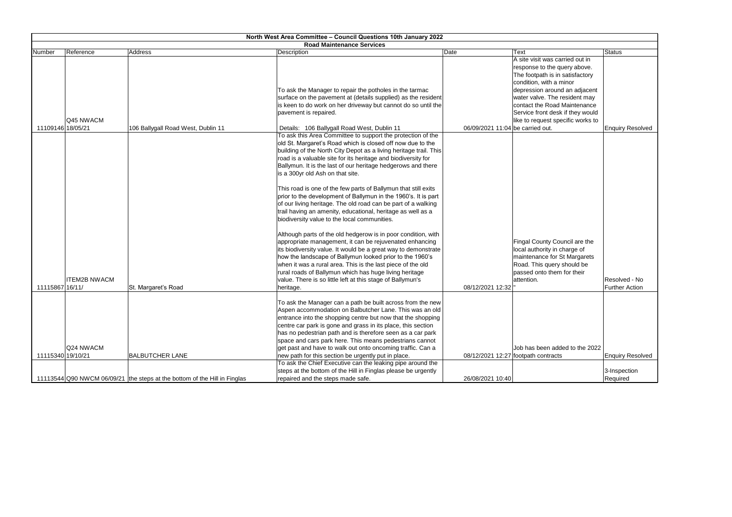# North West Area Committee – Council Questions 10th January 2022

## Road Maintenance Services

| Number | Reference | Address | Description | Date | Text | Status |
|---|---|---|---|---|---|---|
| 11109146 | Q45 NWACM 18/05/21 | 106 Ballygall Road West, Dublin 11 | To ask the Manager to repair the potholes in the tarmac surface on the pavement at (details supplied) as the resident is keen to do work on her driveway but cannot do so until the pavement is repaired. Details: 106 Ballygall Road West, Dublin 11 | 06/09/2021 11:04 | A site visit was carried out in response to the query above. The footpath is in satisfactory condition, with a minor depression around an adjacent water valve. The resident may contact the Road Maintenance Service front desk if they would like to request specific works to be carried out. | Enquiry Resolved |
| 11115867 | ITEM2B NWACM 16/11/ | St. Margaret's Road | To ask this Area Committee to support the protection of the old St. Margaret's Road which is closed off now due to the building of the North City Depot as a living heritage trail. This road is a valuable site for its heritage and biodiversity for Ballymun. It is the last of our heritage hedgerows and there is a 300yr old Ash on that site.<br><br>This road is one of the few parts of Ballymun that still exits prior to the development of Ballymun in the 1960's. It is part of our living heritage. The old road can be part of a walking trail having an amenity, educational, heritage as well as a biodiversity value to the local communities.<br><br>Although parts of the old hedgerow is in poor condition, with appropriate management, it can be rejuvenated enhancing its biodiversity value. It would be a great way to demonstrate how the landscape of Ballymun looked prior to the 1960's when it was a rural area. This is the last piece of the old rural roads of Ballymun which has huge living heritage value. There is so little left at this stage of Ballymun's heritage. | 08/12/2021 12:32 | Fingal County Council are the local authority in charge of maintenance for St Margarets Road. This query should be passed onto them for their attention. " | Resolved - No Further Action |
| 11115340 | Q24 NWACM 19/10/21 | BALBUTCHER LANE | To ask the Manager can a path be built across from the new Aspen accommodation on Balbutcher Lane. This was an old entrance into the shopping centre but now that the shopping centre car park is gone and grass in its place, this section has no pedestrian path and is therefore seen as a car park space and cars park here. This means pedestrians cannot get past and have to walk out onto oncoming traffic. Can a new path for this section be urgently put in place. | 08/12/2021 12:27 | Job has been added to the 2022 footpath contracts | Enquiry Resolved |
| 11113544 | Q90 NWCM 06/09/21 | the steps at the bottom of the Hill in Finglas | To ask the Chief Executive can the leaking pipe around the steps at the bottom of the Hill in Finglas please be urgently repaired and the steps made safe. | 26/08/2021 10:40 | | 3-Inspection Required |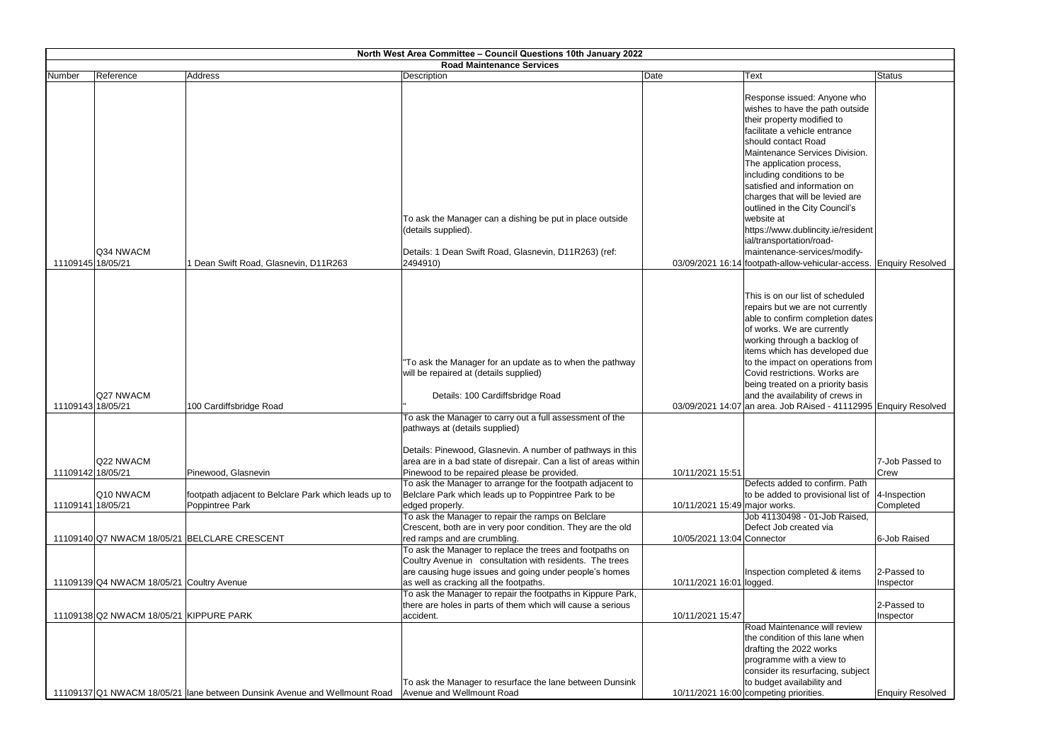# North West Area Committee – Council Questions 10th January 2022

## Road Maintenance Services

| Number | Reference | Address | Description | Date | Text | Status |
|---|---|---|---|---|---|---|
| 11109145 | Q34 NWACM 18/05/21 | 1 Dean Swift Road, Glasnevin, D11R263 | To ask the Manager can a dishing be put in place outside (details supplied). Details: 1 Dean Swift Road, Glasnevin, D11R263) (ref: 2494910) | 03/09/2021 16:14 | Response issued: Anyone who wishes to have the path outside their property modified to facilitate a vehicle entrance should contact Road Maintenance Services Division. The application process, including conditions to be satisfied and information on charges that will be levied are outlined in the City Council's website at https://www.dublincity.ie/residential/transportation/road-maintenance-services/modify-footpath-allow-vehicular-access. | Enquiry Resolved |
| 11109143 | Q27 NWACM 18/05/21 | 100 Cardiffsbridge Road | "To ask the Manager for an update as to when the pathway will be repaired at (details supplied) Details: 100 Cardiffsbridge Road " | 03/09/2021 14:07 | This is on our list of scheduled repairs but we are not currently able to confirm completion dates of works. We are currently working through a backlog of items which has developed due to the impact on operations from Covid restrictions. Works are being treated on a priority basis and the availability of crews in an area. Job RAised - 41112995 | Enquiry Resolved |
| 11109142 | Q22 NWACM 18/05/21 | Pinewood, Glasnevin | To ask the Manager to carry out a full assessment of the pathways at (details supplied) Details: Pinewood, Glasnevin. A number of pathways in this area are in a bad state of disrepair. Can a list of areas within Pinewood to be repaired please be provided. | 10/11/2021 15:51 | | 7-Job Passed to Crew |
| 11109141 | Q10 NWACM 18/05/21 | footpath adjacent to Belclare Park which leads up to Poppintree Park | To ask the Manager to arrange for the footpath adjacent to Belclare Park which leads up to Poppintree Park to be edged properly. | 10/11/2021 15:49 | Defects added to confirm. Path to be added to provisional list of major works. | 4-Inspection Completed |
| 11109140 | Q7 NWACM 18/05/21 | BELCLARE CRESCENT | To ask the Manager to repair the ramps on Belclare Crescent, both are in very poor condition. They are the old red ramps and are crumbling. | 10/05/2021 13:04 | Job 41130498 - 01-Job Raised, Defect Job created via Connector | 6-Job Raised |
| 11109139 | Q4 NWACM 18/05/21 | Coultry Avenue | To ask the Manager to replace the trees and footpaths on Coultry Avenue in consultation with residents. The trees are causing huge issues and going under people's homes as well as cracking all the footpaths. | 10/11/2021 16:01 | Inspection completed & items logged. | 2-Passed to Inspector |
| 11109138 | Q2 NWACM 18/05/21 | KIPPURE PARK | To ask the Manager to repair the footpaths in Kippure Park, there are holes in parts of them which will cause a serious accident. | 10/11/2021 15:47 | | 2-Passed to Inspector |
| 11109137 | Q1 NWACM 18/05/21 | lane between Dunsink Avenue and Wellmount Road | To ask the Manager to resurface the lane between Dunsink Avenue and Wellmount Road | 10/11/2021 16:00 | Road Maintenance will review the condition of this lane when drafting the 2022 works programme with a view to consider its resurfacing, subject to budget availability and competing priorities. | Enquiry Resolved |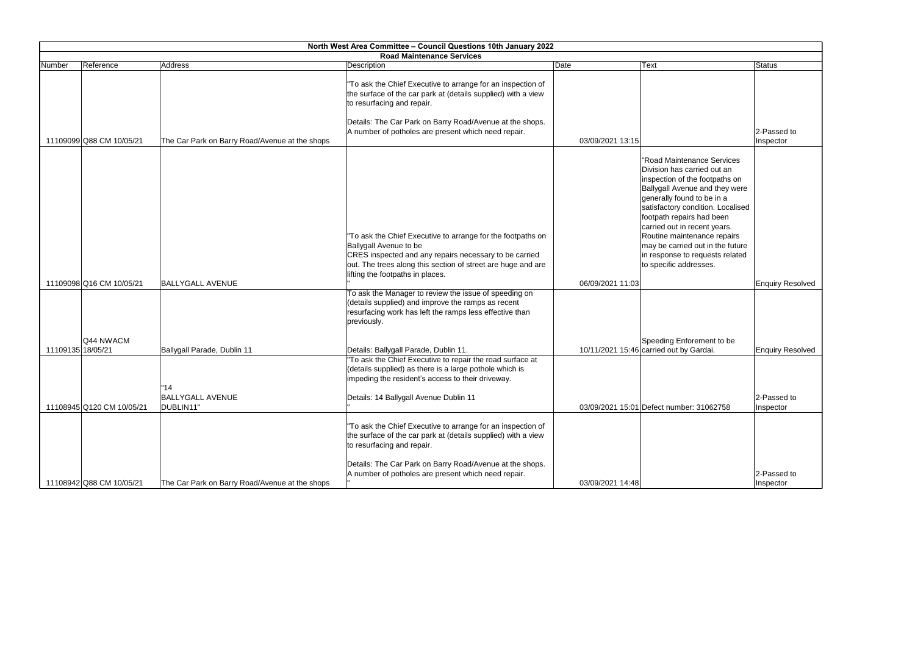| North West Area Committee – Council Questions 10th January 2022 | | | | | | |
|---|---|---|---|---|---|---|
| Road Maintenance Services | | | | | | |
| Number | Reference | Address | Description | Date | Text | Status |
| 11109099 | Q88 CM 10/05/21 | The Car Park on Barry Road/Avenue at the shops | "To ask the Chief Executive to arrange for an inspection of the surface of the car park at (details supplied) with a view to resurfacing and repair.<br><br>Details: The Car Park on Barry Road/Avenue at the shops. A number of potholes are present which need repair. | 03/09/2021 13:15 | | 2-Passed to Inspector |
| 11109098 | Q16 CM 10/05/21 | BALLYGALL AVENUE | "To ask the Chief Executive to arrange for the footpaths on Ballygall Avenue to be CRES inspected and any repairs necessary to be carried out. The trees along this section of street are huge and are lifting the footpaths in places. " | 06/09/2021 11:03 | "Road Maintenance Services Division has carried out an inspection of the footpaths on Ballygall Avenue and they were generally found to be in a satisfactory condition. Localised footpath repairs had been carried out in recent years. Routine maintenance repairs may be carried out in the future in response to requests related to specific addresses. | Enquiry Resolved |
| 11109135 | Q44 NWACM 18/05/21 | Ballygall Parade, Dublin 11 | To ask the Manager to review the issue of speeding on (details supplied) and improve the ramps as recent resurfacing work has left the ramps less effective than previously.<br><br>Details: Ballygall Parade, Dublin 11. | 10/11/2021 15:46 | Speeding Enforement to be carried out by Gardai. | Enquiry Resolved |
| 11108945 | Q120 CM 10/05/21 | "14 BALLYGALL AVENUE DUBLIN11" | "To ask the Chief Executive to repair the road surface at (details supplied) as there is a large pothole which is impeding the resident's access to their driveway.<br><br>Details: 14 Ballygall Avenue Dublin 11 " | 03/09/2021 15:01 | Defect number: 31062758 | 2-Passed to Inspector |
| 11108942 | Q88 CM 10/05/21 | The Car Park on Barry Road/Avenue at the shops | "To ask the Chief Executive to arrange for an inspection of the surface of the car park at (details supplied) with a view to resurfacing and repair.<br><br>Details: The Car Park on Barry Road/Avenue at the shops. A number of potholes are present which need repair. " | 03/09/2021 14:48 | | 2-Passed to Inspector |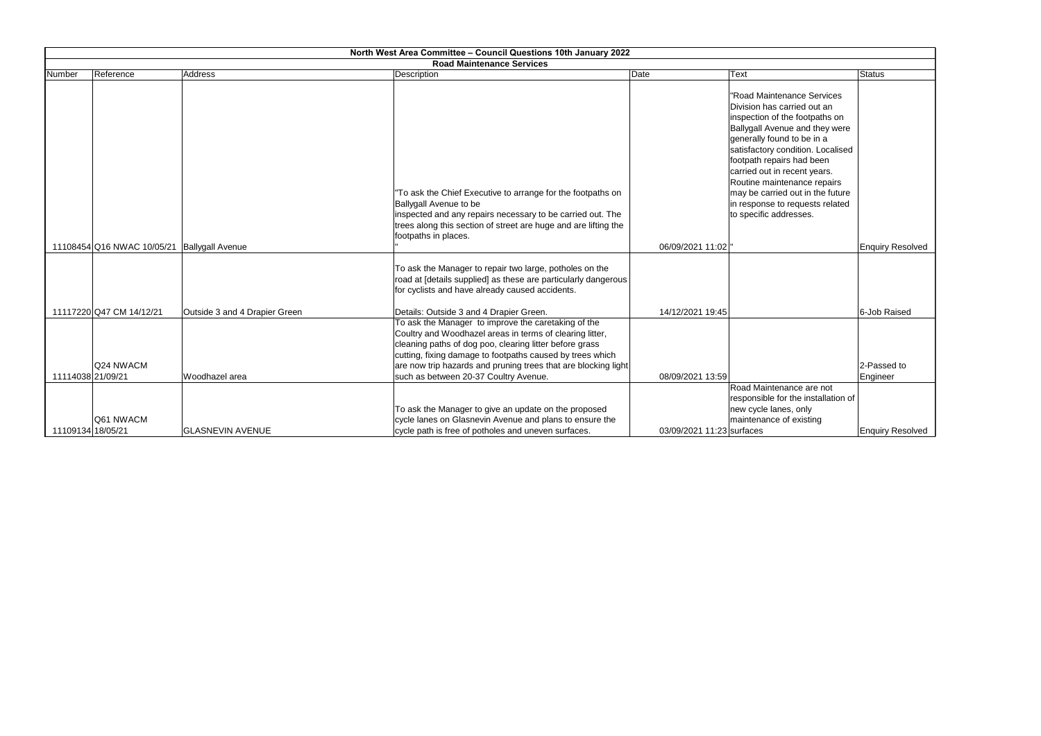| North West Area Committee – Council Questions 10th January 2022 | | | | | | |
|---|---|---|---|---|---|---|
| **Road Maintenance Services** | | | | | | |
| Number | Reference | Address | Description | Date | Text | Status |
| 11108454 | Q16 NWAC 10/05/21 | Ballygall Avenue | "To ask the Chief Executive to arrange for the footpaths on Ballygall Avenue to be inspected and any repairs necessary to be carried out. The trees along this section of street are huge and are lifting the footpaths in places. " | 06/09/2021 11:02 | "Road Maintenance Services Division has carried out an inspection of the footpaths on Ballygall Avenue and they were generally found to be in a satisfactory condition. Localised footpath repairs had been carried out in recent years. Routine maintenance repairs may be carried out in the future in response to requests related to specific addresses. " | Enquiry Resolved |
| 11117220 | Q47 CM 14/12/21 | Outside 3 and 4 Drapier Green | To ask the Manager to repair two large, potholes on the road at [details supplied] as these are particularly dangerous for cyclists and have already caused accidents. Details: Outside 3 and 4 Drapier Green. | 14/12/2021 19:45 | | 6-Job Raised |
| 11114038 | Q24 NWACM 21/09/21 | Woodhazel area | To ask the Manager to improve the caretaking of the Coultry and Woodhazel areas in terms of clearing litter, cleaning paths of dog poo, clearing litter before grass cutting, fixing damage to footpaths caused by trees which are now trip hazards and pruning trees that are blocking light such as between 20-37 Coultry Avenue. | 08/09/2021 13:59 | | 2-Passed to Engineer |
| 11109134 | Q61 NWACM 18/05/21 | GLASNEVIN AVENUE | To ask the Manager to give an update on the proposed cycle lanes on Glasnevin Avenue and plans to ensure the cycle path is free of potholes and uneven surfaces. | 03/09/2021 11:23 | Road Maintenance are not responsible for the installation of new cycle lanes, only maintenance of existing surfaces | Enquiry Resolved |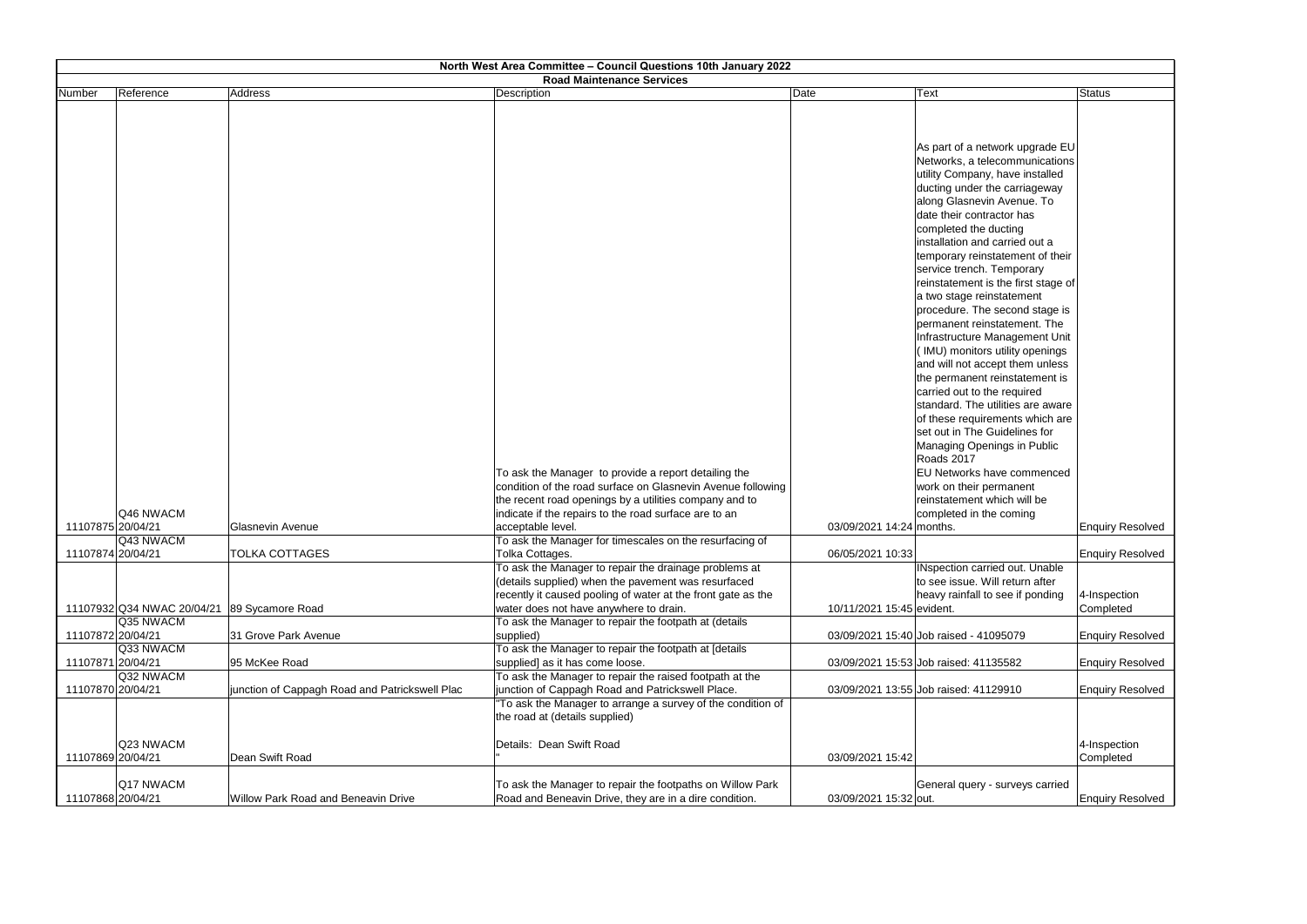# North West Area Committee – Council Questions 10th January 2022

## Road Maintenance Services

| Number | Reference | Address | Description | Date | Text | Status |
|---|---|---|---|---|---|---|
| 11107875 | Q46 NWACM 20/04/21 | Glasnevin Avenue | To ask the Manager to provide a report detailing the condition of the road surface on Glasnevin Avenue following the recent road openings by a utilities company and to indicate if the repairs to the road surface are to an acceptable level. | 03/09/2021 14:24 | As part of a network upgrade EU Networks, a telecommunications utility Company, have installed ducting under the carriageway along Glasnevin Avenue. To date their contractor has completed the ducting installation and carried out a temporary reinstatement of their service trench. Temporary reinstatement is the first stage of a two stage reinstatement procedure. The second stage is permanent reinstatement. The Infrastructure Management Unit ( IMU) monitors utility openings and will not accept them unless the permanent reinstatement is carried out to the required standard. The utilities are aware of these requirements which are set out in The Guidelines for Managing Openings in Public Roads 2017 EU Networks have commenced work on their permanent reinstatement which will be completed in the coming months. | Enquiry Resolved |
| 11107874 | Q43 NWACM 20/04/21 | TOLKA COTTAGES | To ask the Manager for timescales on the resurfacing of Tolka Cottages. | 06/05/2021 10:33 | | Enquiry Resolved |
| 11107932 | Q34 NWAC 20/04/21 | 89 Sycamore Road | To ask the Manager to repair the drainage problems at (details supplied) when the pavement was resurfaced recently it caused pooling of water at the front gate as the water does not have anywhere to drain. | 10/11/2021 15:45 | INspection carried out. Unable to see issue. Will return after heavy rainfall to see if ponding evident. | 4-Inspection Completed |
| 11107872 | Q35 NWACM 20/04/21 | 31 Grove Park Avenue | To ask the Manager to repair the footpath at (details supplied) | 03/09/2021 15:40 | Job raised - 41095079 | Enquiry Resolved |
| 11107871 | Q33 NWACM 20/04/21 | 95 McKee Road | To ask the Manager to repair the footpath at [details supplied] as it has come loose. | 03/09/2021 15:53 | Job raised: 41135582 | Enquiry Resolved |
| 11107870 | Q32 NWACM 20/04/21 | junction of Cappagh Road and Patrickswell Plac | To ask the Manager to repair the raised footpath at the junction of Cappagh Road and Patrickswell Place. | 03/09/2021 13:55 | Job raised: 41129910 | Enquiry Resolved |
| 11107869 | Q23 NWACM 20/04/21 | Dean Swift Road | "To ask the Manager to arrange a survey of the condition of the road at (details supplied)<br><br>Details: Dean Swift Road<br>" | 03/09/2021 15:42 | | 4-Inspection Completed |
| 11107868 | Q17 NWACM 20/04/21 | Willow Park Road and Beneavin Drive | To ask the Manager to repair the footpaths on Willow Park Road and Beneavin Drive, they are in a dire condition. | 03/09/2021 15:32 | General query - surveys carried out. | Enquiry Resolved |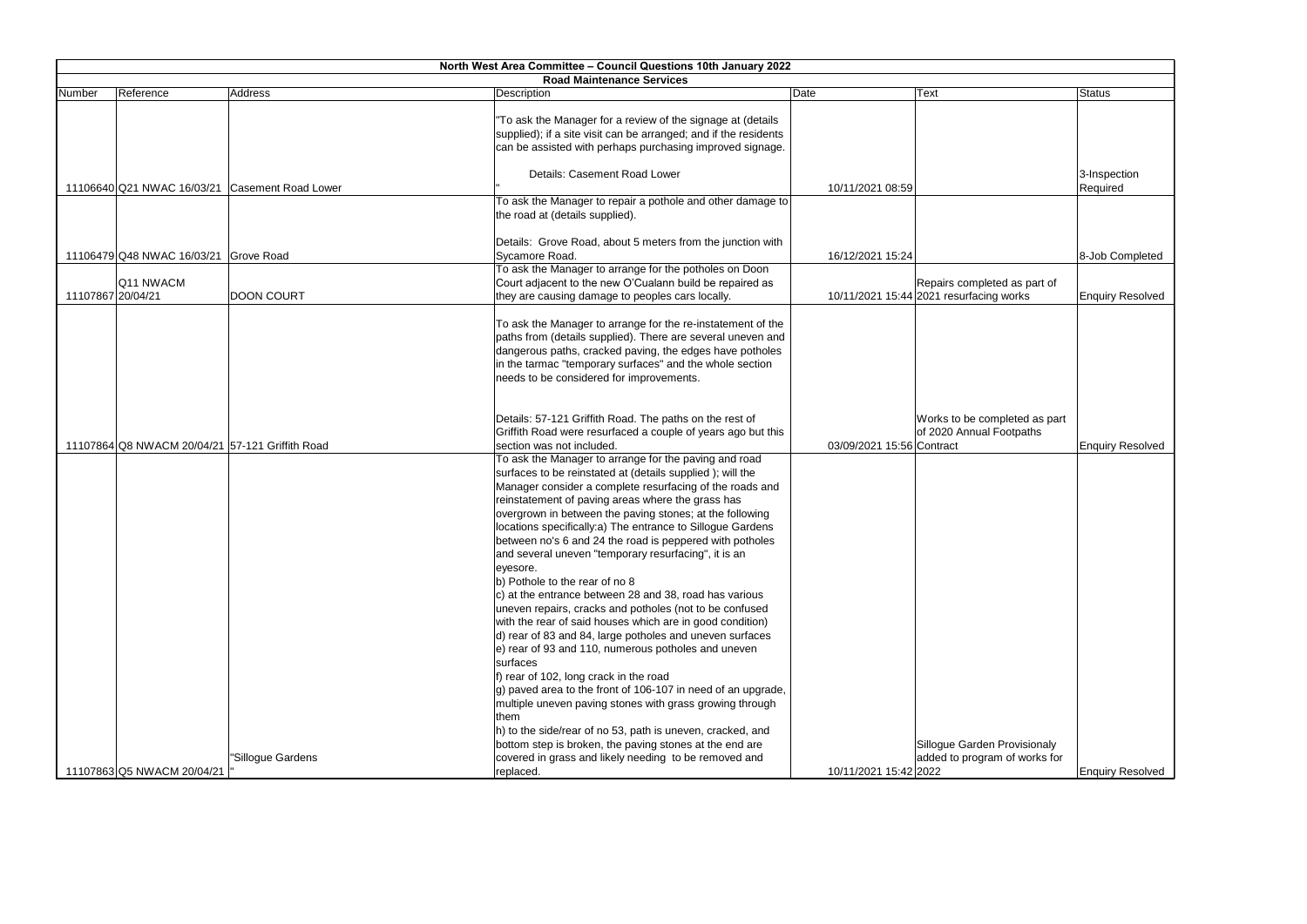# North West Area Committee – Council Questions 10th January 2022

## Road Maintenance Services

| Number | Reference | Address | Description | Date | Text | Status |
|---|---|---|---|---|---|---|
| 11106640 | Q21 NWAC 16/03/21 | Casement Road Lower | "To ask the Manager for a review of the signage at (details supplied); if a site visit can be arranged; and if the residents can be assisted with perhaps purchasing improved signage.<br><br>Details: Casement Road Lower<br>" | 10/11/2021 08:59 | | 3-Inspection Required |
| 11106479 | Q48 NWAC 16/03/21 | Grove Road | To ask the Manager to repair a pothole and other damage to the road at (details supplied).<br><br>Details: Grove Road, about 5 meters from the junction with Sycamore Road. | 16/12/2021 15:24 | | 8-Job Completed |
| 11107867 | Q11 NWACM 20/04/21 | DOON COURT | To ask the Manager to arrange for the potholes on Doon Court adjacent to the new O'Cualann build be repaired as they are causing damage to peoples cars locally. | 10/11/2021 15:44 | Repairs completed as part of 2021 resurfacing works | Enquiry Resolved |
| 11107864 | Q8 NWACM 20/04/21 | 57-121 Griffith Road | To ask the Manager to arrange for the re-instatement of the paths from (details supplied). There are several uneven and dangerous paths, cracked paving, the edges have potholes in the tarmac "temporary surfaces" and the whole section needs to be considered for improvements.<br><br>Details: 57-121 Griffith Road. The paths on the rest of Griffith Road were resurfaced a couple of years ago but this section was not included. | 03/09/2021 15:56 | Works to be completed as part of 2020 Annual Footpaths Contract | Enquiry Resolved |
| 11107863 | Q5 NWACM 20/04/21 | "Sillogue Gardens<br>" | To ask the Manager to arrange for the paving and road surfaces to be reinstated at (details supplied ); will the Manager consider a complete resurfacing of the roads and reinstatement of paving areas where the grass has overgrown in between the paving stones; at the following locations specifically:a) The entrance to Sillogue Gardens between no's 6 and 24 the road is peppered with potholes and several uneven "temporary resurfacing", it is an eyesore.<br>b) Pothole to the rear of no 8<br>c) at the entrance between 28 and 38, road has various uneven repairs, cracks and potholes (not to be confused with the rear of said houses which are in good condition)<br>d) rear of 83 and 84, large potholes and uneven surfaces<br>e) rear of 93 and 110, numerous potholes and uneven surfaces<br>f) rear of 102, long crack in the road<br>g) paved area to the front of 106-107 in need of an upgrade, multiple uneven paving stones with grass growing through them<br>h) to the side/rear of no 53, path is uneven, cracked, and bottom step is broken, the paving stones at the end are covered in grass and likely needing to be removed and replaced. | 10/11/2021 15:42 | Sillogue Garden Provisionaly added to program of works for 2022 | Enquiry Resolved |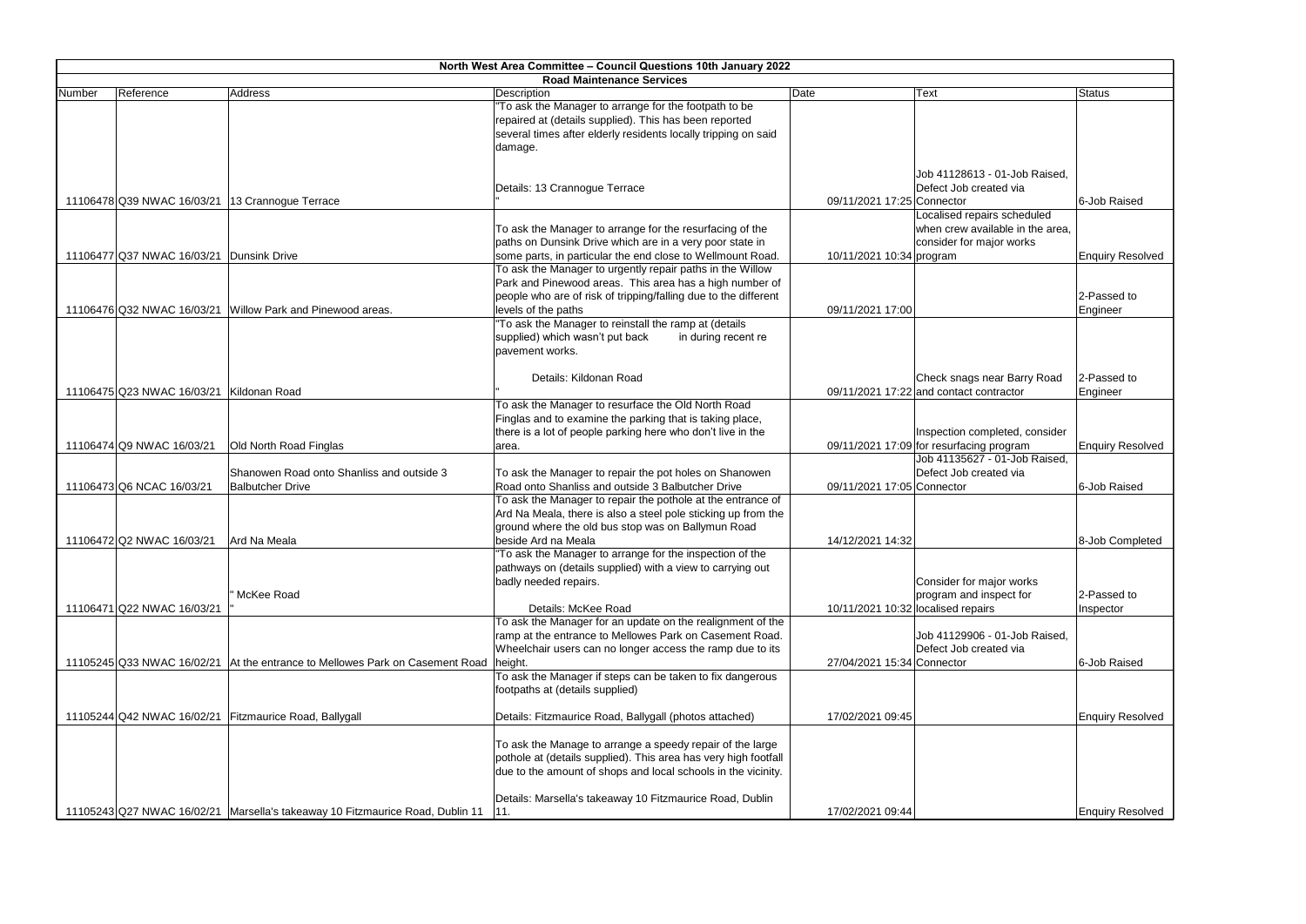# North West Area Committee – Council Questions 10th January 2022

## Road Maintenance Services

| Number | Reference | Address | Description | Date | Text | Status |
|---|---|---|---|---|---|---|
| 11106478 | Q39 NWAC 16/03/21 | 13 Crannogue Terrace | "To ask the Manager to arrange for the footpath to be repaired at (details supplied). This has been reported several times after elderly residents locally tripping on said damage. Details: 13 Crannogue Terrace " | 09/11/2021 17:25 | Job 41128613 - 01-Job Raised, Defect Job created via Connector | 6-Job Raised |
| 11106477 | Q37 NWAC 16/03/21 | Dunsink Drive | To ask the Manager to arrange for the resurfacing of the paths on Dunsink Drive which are in a very poor state in some parts, in particular the end close to Wellmount Road. | 10/11/2021 10:34 | Localised repairs scheduled when crew available in the area, consider for major works program | Enquiry Resolved |
| 11106476 | Q32 NWAC 16/03/21 | Willow Park and Pinewood areas. | To ask the Manager to urgently repair paths in the Willow Park and Pinewood areas. This area has a high number of people who are of risk of tripping/falling due to the different levels of the paths | 09/11/2021 17:00 | | 2-Passed to Engineer |
| 11106475 | Q23 NWAC 16/03/21 | Kildonan Road | "To ask the Manager to reinstall the ramp at (details supplied) which wasn't put back in during recent re pavement works. Details: Kildonan Road " | 09/11/2021 17:22 | Check snags near Barry Road and contact contractor | 2-Passed to Engineer |
| 11106474 | Q9 NWAC 16/03/21 | Old North Road Finglas | To ask the Manager to resurface the Old North Road Finglas and to examine the parking that is taking place, there is a lot of people parking here who don't live in the area. | 09/11/2021 17:09 | Inspection completed, consider for resurfacing program | Enquiry Resolved |
| 11106473 | Q6 NCAC 16/03/21 | Shanowen Road onto Shanliss and outside 3 Balbutcher Drive | To ask the Manager to repair the pot holes on Shanowen Road onto Shanliss and outside 3 Balbutcher Drive | 09/11/2021 17:05 | Job 41135627 - 01-Job Raised, Defect Job created via Connector | 6-Job Raised |
| 11106472 | Q2 NWAC 16/03/21 | Ard Na Meala | To ask the Manager to repair the pothole at the entrance of Ard Na Meala, there is also a steel pole sticking up from the ground where the old bus stop was on Ballymun Road beside Ard na Meala | 14/12/2021 14:32 | | 8-Job Completed |
| 11106471 | Q22 NWAC 16/03/21 | " McKee Road " | "To ask the Manager to arrange for the inspection of the pathways on (details supplied) with a view to carrying out badly needed repairs. Details: McKee Road | 10/11/2021 10:32 | Consider for major works program and inspect for localised repairs | 2-Passed to Inspector |
| 11105245 | Q33 NWAC 16/02/21 | At the entrance to Mellowes Park on Casement Road | To ask the Manager for an update on the realignment of the ramp at the entrance to Mellowes Park on Casement Road. Wheelchair users can no longer access the ramp due to its height. | 27/04/2021 15:34 | Job 41129906 - 01-Job Raised, Defect Job created via Connector | 6-Job Raised |
| 11105244 | Q42 NWAC 16/02/21 | Fitzmaurice Road, Ballygall | To ask the Manager if steps can be taken to fix dangerous footpaths at (details supplied) Details: Fitzmaurice Road, Ballygall (photos attached) | 17/02/2021 09:45 | | Enquiry Resolved |
| 11105243 | Q27 NWAC 16/02/21 | Marsella's takeaway 10 Fitzmaurice Road, Dublin 11 | To ask the Manage to arrange a speedy repair of the large pothole at (details supplied). This area has very high footfall due to the amount of shops and local schools in the vicinity. Details: Marsella's takeaway 10 Fitzmaurice Road, Dublin 11. | 17/02/2021 09:44 | | Enquiry Resolved |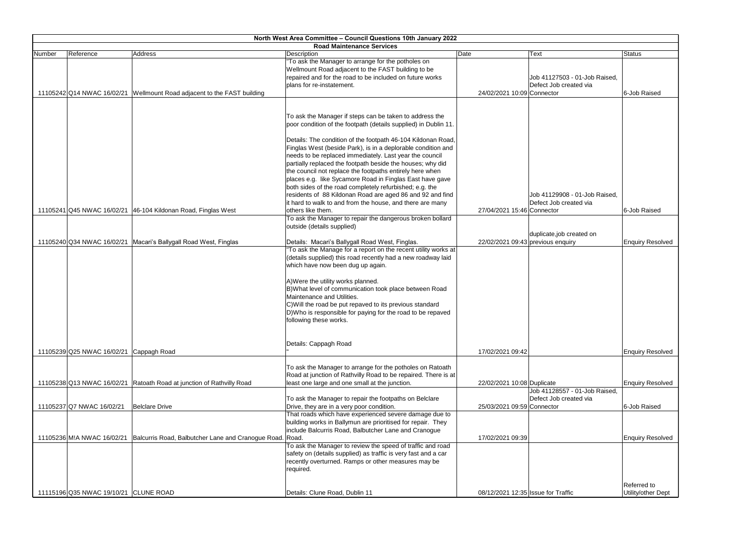## North West Area Committee – Council Questions 10th January 2022

### Road Maintenance Services

| Number | Reference | Address | Description | Date | Text | Status |
|---|---|---|---|---|---|---|
| 11105242 | Q14 NWAC 16/02/21 | Wellmount Road adjacent to the FAST building | "To ask the Manager to arrange for the potholes on Wellmount Road adjacent to the FAST building to be repaired and for the road to be included on future works plans for re-instatement. | 24/02/2021 10:09 | Job 41127503 - 01-Job Raised, Defect Job created via Connector | 6-Job Raised |
| 11105241 | Q45 NWAC 16/02/21 | 46-104 Kildonan Road, Finglas West | To ask the Manager if steps can be taken to address the poor condition of the footpath (details supplied) in Dublin 11. Details: The condition of the footpath 46-104 Kildonan Road, Finglas West (beside Park), is in a deplorable condition and needs to be replaced immediately. Last year the council partially replaced the footpath beside the houses; why did the council not replace the footpaths entirely here when places e.g. like Sycamore Road in Finglas East have gave both sides of the road completely refurbished; e.g. the residents of 88 Kildonan Road are aged 86 and 92 and find it hard to walk to and from the house, and there are many others like them. | 27/04/2021 15:46 | Job 41129908 - 01-Job Raised, Defect Job created via Connector | 6-Job Raised |
| 11105240 | Q34 NWAC 16/02/21 | Macari's Ballygall Road West, Finglas | To ask the Manager to repair the dangerous broken bollard outside (details supplied) Details: Macari's Ballygall Road West, Finglas. | 22/02/2021 09:43 | duplicate,job created on previous enquiry | Enquiry Resolved |
| 11105239 | Q25 NWAC 16/02/21 | Cappagh Road | "To ask the Manage for a report on the recent utility works at (details supplied) this road recently had a new roadway laid which have now been dug up again. A)Were the utility works planned. B)What level of communication took place between Road Maintenance and Utilities. C)Will the road be put repaved to its previous standard D)Who is responsible for paying for the road to be repaved following these works. Details: Cappagh Road " | 17/02/2021 09:42 | | Enquiry Resolved |
| 11105238 | Q13 NWAC 16/02/21 | Ratoath Road at junction of Rathvilly Road | To ask the Manager to arrange for the potholes on Ratoath Road at junction of Rathvilly Road to be repaired. There is at least one large and one small at the junction. | 22/02/2021 10:08 | Duplicate | Enquiry Resolved |
| 11105237 | Q7 NWAC 16/02/21 | Belclare Drive | To ask the Manager to repair the footpaths on Belclare Drive, they are in a very poor condition. | 25/03/2021 09:59 | Job 41128557 - 01-Job Raised, Defect Job created via Connector | 6-Job Raised |
| 11105236 | M!A NWAC 16/02/21 | Balcurris Road, Balbutcher Lane and Cranogue Road. | That roads which have experienced severe damage due to building works in Ballymun are prioritised for repair. They include Balcurris Road, Balbutcher Lane and Cranogue Road. | 17/02/2021 09:39 | | Enquiry Resolved |
| 11115196 | Q35 NWAC 19/10/21 | CLUNE ROAD | To ask the Manager to review the speed of traffic and road safety on (details supplied) as traffic is very fast and a car recently overturned. Ramps or other measures may be required. Details: Clune Road, Dublin 11 | 08/12/2021 12:35 | Issue for Traffic | Referred to Utility/other Dept |